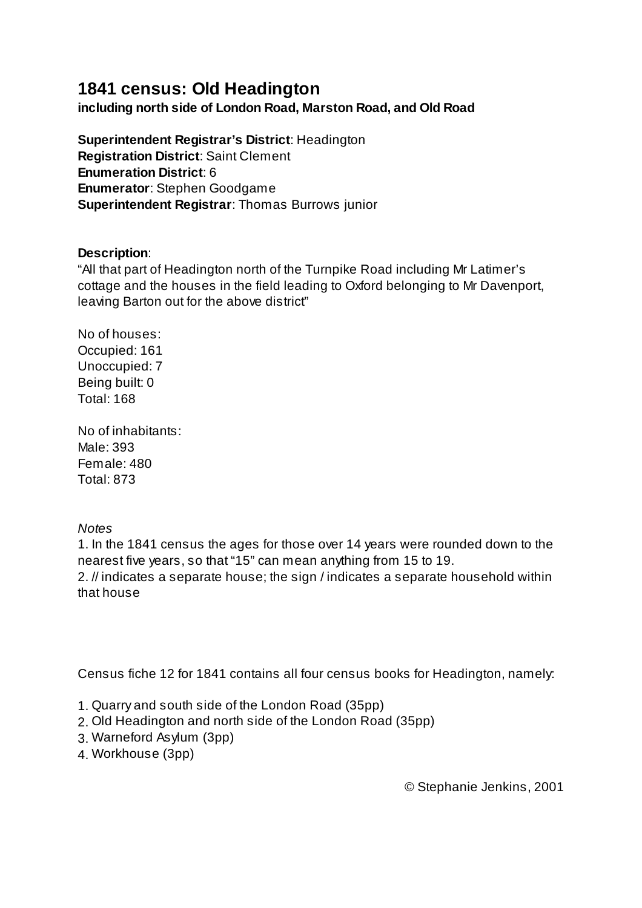# 1841 census: Old Headington

**including north side of London Road, Marston Road, and Old Road**

**Superintendent Registrar's District**: Headington
**Registration District**: Saint Clement
**Enumeration District**: 6
**Enumerator**: Stephen Goodgame
**Superintendent Registrar**: Thomas Burrows junior

**Description**:
"All that part of Headington north of the Turnpike Road including Mr Latimer's cottage and the houses in the field leading to Oxford belonging to Mr Davenport, leaving Barton out for the above district"

No of houses:
Occupied: 161
Unoccupied: 7
Being built: 0
Total: 168

No of inhabitants:
Male: 393
Female: 480
Total: 873

*Notes*

1. In the 1841 census the ages for those over 14 years were rounded down to the nearest five years, so that "15" can mean anything from 15 to 19.
2. // indicates a separate house; the sign / indicates a separate household within that house

Census fiche 12 for 1841 contains all four census books for Headington, namely:

1. Quarry and south side of the London Road (35pp)
2. Old Headington and north side of the London Road (35pp)
3. Warneford Asylum (3pp)
4. Workhouse (3pp)

© Stephanie Jenkins, 2001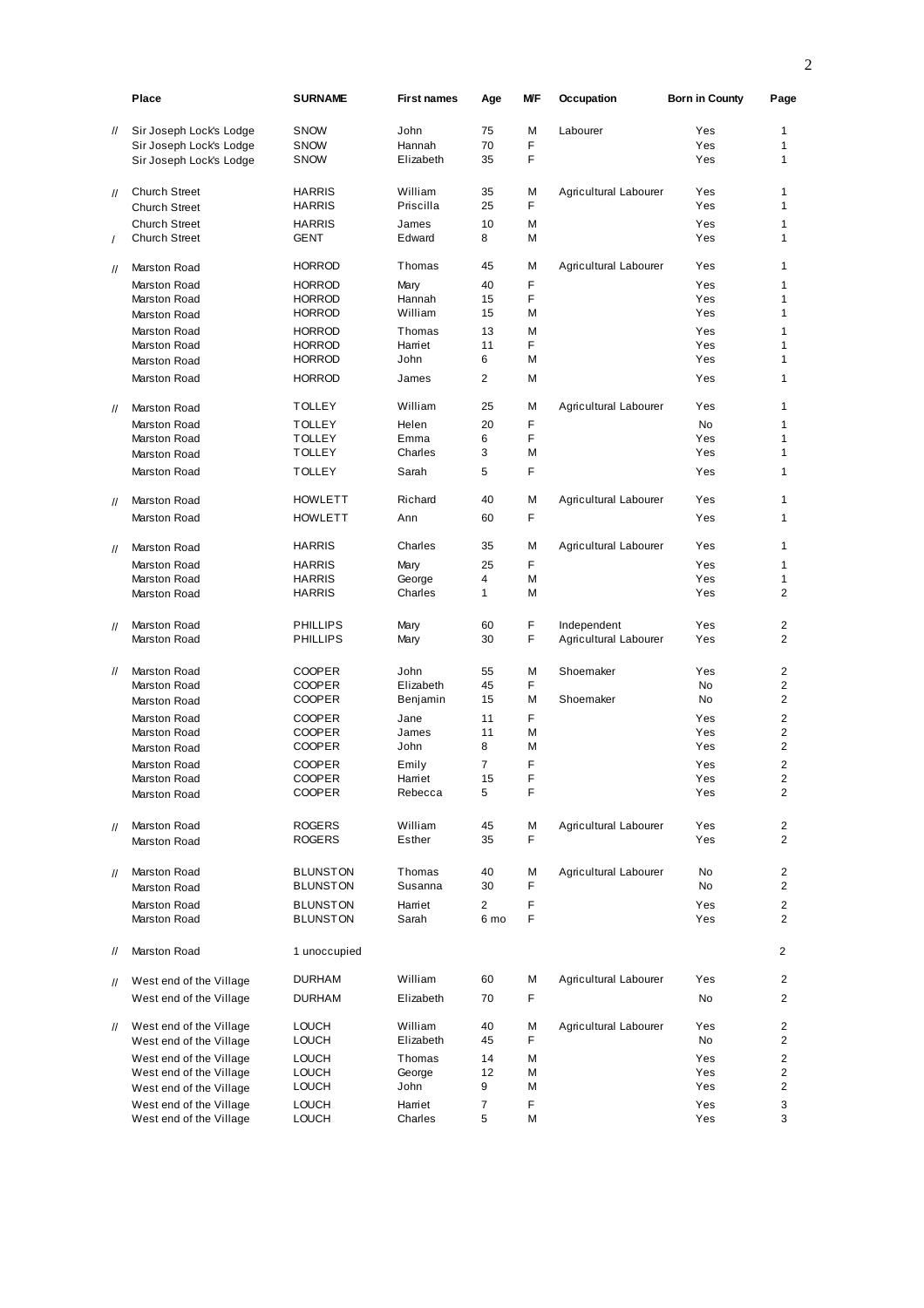| | Place | SURNAME | First names | Age | M/F | Occupation | Born in County | Page |
|---|---|---|---|---|---|---|---|---|
| // | Sir Joseph Lock's Lodge | SNOW | John | 75 | M | Labourer | Yes | 1 |
| | Sir Joseph Lock's Lodge | SNOW | Hannah | 70 | F | | Yes | 1 |
| | Sir Joseph Lock's Lodge | SNOW | Elizabeth | 35 | F | | Yes | 1 |
| // | Church Street | HARRIS | William | 35 | M | Agricultural Labourer | Yes | 1 |
| | Church Street | HARRIS | Priscilla | 25 | F | | Yes | 1 |
| | Church Street | HARRIS | James | 10 | M | | Yes | 1 |
| / | Church Street | GENT | Edward | 8 | M | | Yes | 1 |
| // | Marston Road | HORROD | Thomas | 45 | M | Agricultural Labourer | Yes | 1 |
| | Marston Road | HORROD | Mary | 40 | F | | Yes | 1 |
| | Marston Road | HORROD | Hannah | 15 | F | | Yes | 1 |
| | Marston Road | HORROD | William | 15 | M | | Yes | 1 |
| | Marston Road | HORROD | Thomas | 13 | M | | Yes | 1 |
| | Marston Road | HORROD | Harriet | 11 | F | | Yes | 1 |
| | Marston Road | HORROD | John | 6 | M | | Yes | 1 |
| | Marston Road | HORROD | James | 2 | M | | Yes | 1 |
| // | Marston Road | TOLLEY | William | 25 | M | Agricultural Labourer | Yes | 1 |
| | Marston Road | TOLLEY | Helen | 20 | F | | No | 1 |
| | Marston Road | TOLLEY | Emma | 6 | F | | Yes | 1 |
| | Marston Road | TOLLEY | Charles | 3 | M | | Yes | 1 |
| | Marston Road | TOLLEY | Sarah | 5 | F | | Yes | 1 |
| // | Marston Road | HOWLETT | Richard | 40 | M | Agricultural Labourer | Yes | 1 |
| | Marston Road | HOWLETT | Ann | 60 | F | | Yes | 1 |
| // | Marston Road | HARRIS | Charles | 35 | M | Agricultural Labourer | Yes | 1 |
| | Marston Road | HARRIS | Mary | 25 | F | | Yes | 1 |
| | Marston Road | HARRIS | George | 4 | M | | Yes | 1 |
| | Marston Road | HARRIS | Charles | 1 | M | | Yes | 2 |
| // | Marston Road | PHILLIPS | Mary | 60 | F | Independent | Yes | 2 |
| | Marston Road | PHILLIPS | Mary | 30 | F | Agricultural Labourer | Yes | 2 |
| // | Marston Road | COOPER | John | 55 | M | Shoemaker | Yes | 2 |
| | Marston Road | COOPER | Elizabeth | 45 | F | | No | 2 |
| | Marston Road | COOPER | Benjamin | 15 | M | Shoemaker | No | 2 |
| | Marston Road | COOPER | Jane | 11 | F | | Yes | 2 |
| | Marston Road | COOPER | James | 11 | M | | Yes | 2 |
| | Marston Road | COOPER | John | 8 | M | | Yes | 2 |
| | Marston Road | COOPER | Emily | 7 | F | | Yes | 2 |
| | Marston Road | COOPER | Harriet | 15 | F | | Yes | 2 |
| | Marston Road | COOPER | Rebecca | 5 | F | | Yes | 2 |
| // | Marston Road | ROGERS | William | 45 | M | Agricultural Labourer | Yes | 2 |
| | Marston Road | ROGERS | Esther | 35 | F | | Yes | 2 |
| // | Marston Road | BLUNSTON | Thomas | 40 | M | Agricultural Labourer | No | 2 |
| | Marston Road | BLUNSTON | Susanna | 30 | F | | No | 2 |
| | Marston Road | BLUNSTON | Harriet | 2 | F | | Yes | 2 |
| | Marston Road | BLUNSTON | Sarah | 6 mo | F | | Yes | 2 |
| // | Marston Road | 1 unoccupied | | | | | | 2 |
| // | West end of the Village | DURHAM | William | 60 | M | Agricultural Labourer | Yes | 2 |
| | West end of the Village | DURHAM | Elizabeth | 70 | F | | No | 2 |
| // | West end of the Village | LOUCH | William | 40 | M | Agricultural Labourer | Yes | 2 |
| | West end of the Village | LOUCH | Elizabeth | 45 | F | | No | 2 |
| | West end of the Village | LOUCH | Thomas | 14 | M | | Yes | 2 |
| | West end of the Village | LOUCH | George | 12 | M | | Yes | 2 |
| | West end of the Village | LOUCH | John | 9 | M | | Yes | 2 |
| | West end of the Village | LOUCH | Harriet | 7 | F | | Yes | 3 |
| | West end of the Village | LOUCH | Charles | 5 | M | | Yes | 3 |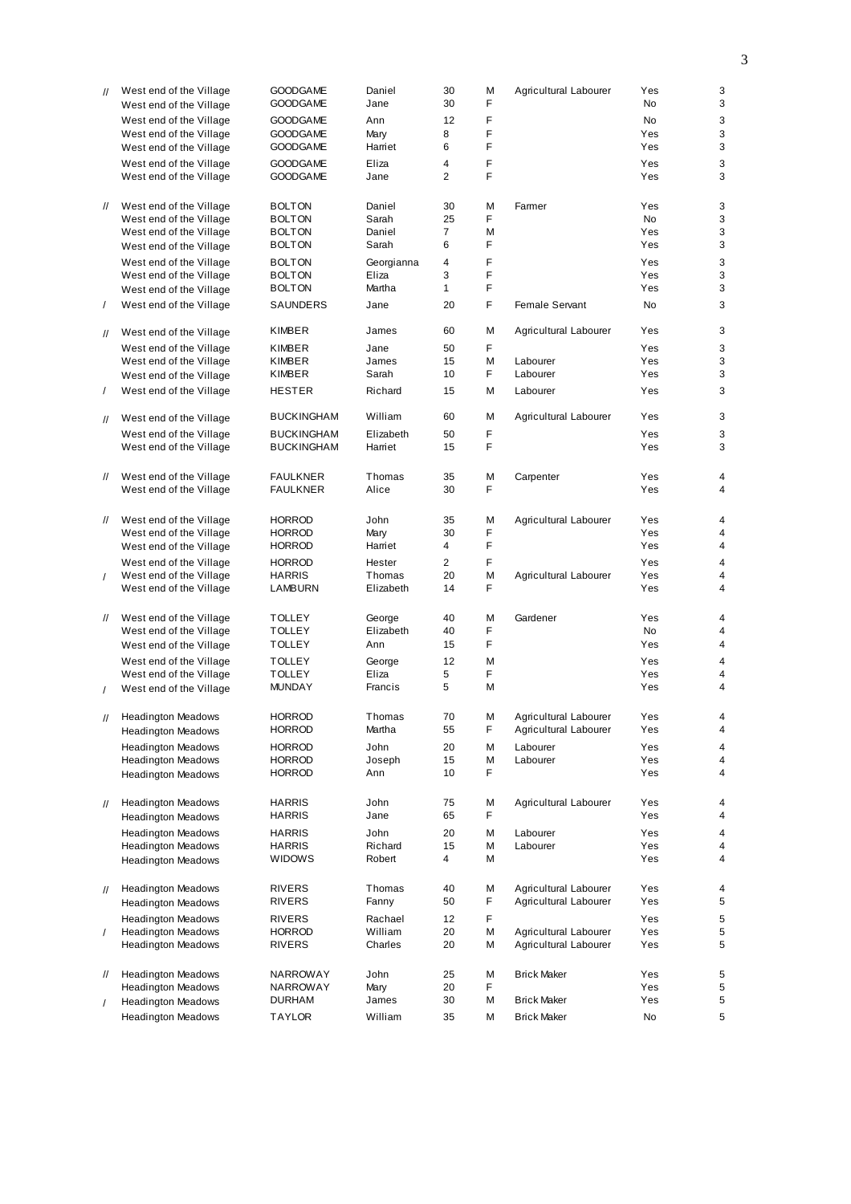| | | | | | | | | |
|---|---|---|---|---|---|---|---|---|
| // | West end of the Village | GOODGAME | Daniel | 30 | M | Agricultural Labourer | Yes | 3 |
| | West end of the Village | GOODGAME | Jane | 30 | F | | No | 3 |
| | West end of the Village | GOODGAME | Ann | 12 | F | | No | 3 |
| | West end of the Village | GOODGAME | Mary | 8 | F | | Yes | 3 |
| | West end of the Village | GOODGAME | Harriet | 6 | F | | Yes | 3 |
| | West end of the Village | GOODGAME | Eliza | 4 | F | | Yes | 3 |
| | West end of the Village | GOODGAME | Jane | 2 | F | | Yes | 3 |
| // | West end of the Village | BOLTON | Daniel | 30 | M | Farmer | Yes | 3 |
| | West end of the Village | BOLTON | Sarah | 25 | F | | No | 3 |
| | West end of the Village | BOLTON | Daniel | 7 | M | | Yes | 3 |
| | West end of the Village | BOLTON | Sarah | 6 | F | | Yes | 3 |
| | West end of the Village | BOLTON | Georgianna | 4 | F | | Yes | 3 |
| | West end of the Village | BOLTON | Eliza | 3 | F | | Yes | 3 |
| | West end of the Village | BOLTON | Martha | 1 | F | | Yes | 3 |
| / | West end of the Village | SAUNDERS | Jane | 20 | F | Female Servant | No | 3 |
| // | West end of the Village | KIMBER | James | 60 | M | Agricultural Labourer | Yes | 3 |
| | West end of the Village | KIMBER | Jane | 50 | F | | Yes | 3 |
| | West end of the Village | KIMBER | James | 15 | M | Labourer | Yes | 3 |
| | West end of the Village | KIMBER | Sarah | 10 | F | Labourer | Yes | 3 |
| / | West end of the Village | HESTER | Richard | 15 | M | Labourer | Yes | 3 |
| // | West end of the Village | BUCKINGHAM | William | 60 | M | Agricultural Labourer | Yes | 3 |
| | West end of the Village | BUCKINGHAM | Elizabeth | 50 | F | | Yes | 3 |
| | West end of the Village | BUCKINGHAM | Harriet | 15 | F | | Yes | 3 |
| // | West end of the Village | FAULKNER | Thomas | 35 | M | Carpenter | Yes | 4 |
| | West end of the Village | FAULKNER | Alice | 30 | F | | Yes | 4 |
| // | West end of the Village | HORROD | John | 35 | M | Agricultural Labourer | Yes | 4 |
| | West end of the Village | HORROD | Mary | 30 | F | | Yes | 4 |
| | West end of the Village | HORROD | Harriet | 4 | F | | Yes | 4 |
| | West end of the Village | HORROD | Hester | 2 | F | | Yes | 4 |
| / | West end of the Village | HARRIS | Thomas | 20 | M | Agricultural Labourer | Yes | 4 |
| | West end of the Village | LAMBURN | Elizabeth | 14 | F | | Yes | 4 |
| // | West end of the Village | TOLLEY | George | 40 | M | Gardener | Yes | 4 |
| | West end of the Village | TOLLEY | Elizabeth | 40 | F | | No | 4 |
| | West end of the Village | TOLLEY | Ann | 15 | F | | Yes | 4 |
| | West end of the Village | TOLLEY | George | 12 | M | | Yes | 4 |
| | West end of the Village | TOLLEY | Eliza | 5 | F | | Yes | 4 |
| / | West end of the Village | MUNDAY | Francis | 5 | M | | Yes | 4 |
| // | Headington Meadows | HORROD | Thomas | 70 | M | Agricultural Labourer | Yes | 4 |
| | Headington Meadows | HORROD | Martha | 55 | F | Agricultural Labourer | Yes | 4 |
| | Headington Meadows | HORROD | John | 20 | M | Labourer | Yes | 4 |
| | Headington Meadows | HORROD | Joseph | 15 | M | Labourer | Yes | 4 |
| | Headington Meadows | HORROD | Ann | 10 | F | | Yes | 4 |
| // | Headington Meadows | HARRIS | John | 75 | M | Agricultural Labourer | Yes | 4 |
| | Headington Meadows | HARRIS | Jane | 65 | F | | Yes | 4 |
| | Headington Meadows | HARRIS | John | 20 | M | Labourer | Yes | 4 |
| | Headington Meadows | HARRIS | Richard | 15 | M | Labourer | Yes | 4 |
| | Headington Meadows | WIDOWS | Robert | 4 | M | | Yes | 4 |
| // | Headington Meadows | RIVERS | Thomas | 40 | M | Agricultural Labourer | Yes | 4 |
| | Headington Meadows | RIVERS | Fanny | 50 | F | Agricultural Labourer | Yes | 5 |
| | Headington Meadows | RIVERS | Rachael | 12 | F | | Yes | 5 |
| / | Headington Meadows | HORROD | William | 20 | M | Agricultural Labourer | Yes | 5 |
| | Headington Meadows | RIVERS | Charles | 20 | M | Agricultural Labourer | Yes | 5 |
| // | Headington Meadows | NARROWAY | John | 25 | M | Brick Maker | Yes | 5 |
| | Headington Meadows | NARROWAY | Mary | 20 | F | | Yes | 5 |
| / | Headington Meadows | DURHAM | James | 30 | M | Brick Maker | Yes | 5 |
| | Headington Meadows | TAYLOR | William | 35 | M | Brick Maker | No | 5 |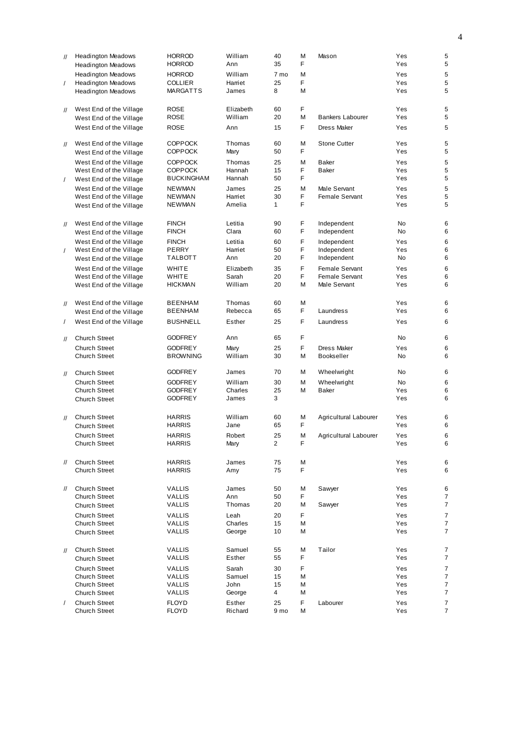| | | | | | | | | |
|---|---|---|---|---|---|---|---|---|
| // | Headington Meadows | HORROD | William | 40 | M | Mason | Yes | 5 |
| | Headington Meadows | HORROD | Ann | 35 | F | | Yes | 5 |
| | Headington Meadows | HORROD | William | 7 mo | M | | Yes | 5 |
| / | Headington Meadows | COLLIER | Harriet | 25 | F | | Yes | 5 |
| | Headington Meadows | MARGATTS | James | 8 | M | | Yes | 5 |
| // | West End of the Village | ROSE | Elizabeth | 60 | F | | Yes | 5 |
| | West End of the Village | ROSE | William | 20 | M | Bankers Labourer | Yes | 5 |
| | West End of the Village | ROSE | Ann | 15 | F | Dress Maker | Yes | 5 |
| // | West End of the Village | COPPOCK | Thomas | 60 | M | Stone Cutter | Yes | 5 |
| | West End of the Village | COPPOCK | Mary | 50 | F | | Yes | 5 |
| | West End of the Village | COPPOCK | Thomas | 25 | M | Baker | Yes | 5 |
| | West End of the Village | COPPOCK | Hannah | 15 | F | Baker | Yes | 5 |
| / | West End of the Village | BUCKINGHAM | Hannah | 50 | F | | Yes | 5 |
| | West End of the Village | NEWMAN | James | 25 | M | Male Servant | Yes | 5 |
| | West End of the Village | NEWMAN | Harriet | 30 | F | Female Servant | Yes | 5 |
| | West End of the Village | NEWMAN | Amelia | 1 | F | | Yes | 5 |
| // | West End of the Village | FINCH | Letitia | 90 | F | Independent | No | 6 |
| | West End of the Village | FINCH | Clara | 60 | F | Independent | No | 6 |
| | West End of the Village | FINCH | Letitia | 60 | F | Independent | Yes | 6 |
| / | West End of the Village | PERRY | Harriet | 50 | F | Independent | Yes | 6 |
| | West End of the Village | TALBOTT | Ann | 20 | F | Independent | No | 6 |
| | West End of the Village | WHITE | Elizabeth | 35 | F | Female Servant | Yes | 6 |
| | West End of the Village | WHITE | Sarah | 20 | F | Female Servant | Yes | 6 |
| | West End of the Village | HICKMAN | William | 20 | M | Male Servant | Yes | 6 |
| // | West End of the Village | BEENHAM | Thomas | 60 | M | | Yes | 6 |
| | West End of the Village | BEENHAM | Rebecca | 65 | F | Laundress | Yes | 6 |
| / | West End of the Village | BUSHNELL | Esther | 25 | F | Laundress | Yes | 6 |
| // | Church Street | GODFREY | Ann | 65 | F | | No | 6 |
| | Church Street | GODFREY | Mary | 25 | F | Dress Maker | Yes | 6 |
| | Church Street | BROWNING | William | 30 | M | Bookseller | No | 6 |
| // | Church Street | GODFREY | James | 70 | M | Wheelwright | No | 6 |
| | Church Street | GODFREY | William | 30 | M | Wheelwright | No | 6 |
| | Church Street | GODFREY | Charles | 25 | M | Baker | Yes | 6 |
| | Church Street | GODFREY | James | 3 | | | Yes | 6 |
| // | Church Street | HARRIS | William | 60 | M | Agricultural Labourer | Yes | 6 |
| | Church Street | HARRIS | Jane | 65 | F | | Yes | 6 |
| | Church Street | HARRIS | Robert | 25 | M | Agricultural Labourer | Yes | 6 |
| | Church Street | HARRIS | Mary | 2 | F | | Yes | 6 |
| // | Church Street | HARRIS | James | 75 | M | | Yes | 6 |
| | Church Street | HARRIS | Amy | 75 | F | | Yes | 6 |
| // | Church Street | VALLIS | James | 50 | M | Sawyer | Yes | 6 |
| | Church Street | VALLIS | Ann | 50 | F | | Yes | 7 |
| | Church Street | VALLIS | Thomas | 20 | M | Sawyer | Yes | 7 |
| | Church Street | VALLIS | Leah | 20 | F | | Yes | 7 |
| | Church Street | VALLIS | Charles | 15 | M | | Yes | 7 |
| | Church Street | VALLIS | George | 10 | M | | Yes | 7 |
| // | Church Street | VALLIS | Samuel | 55 | M | Tailor | Yes | 7 |
| | Church Street | VALLIS | Esther | 55 | F | | Yes | 7 |
| | Church Street | VALLIS | Sarah | 30 | F | | Yes | 7 |
| | Church Street | VALLIS | Samuel | 15 | M | | Yes | 7 |
| | Church Street | VALLIS | John | 15 | M | | Yes | 7 |
| | Church Street | VALLIS | George | 4 | M | | Yes | 7 |
| / | Church Street | FLOYD | Esther | 25 | F | Labourer | Yes | 7 |
| | Church Street | FLOYD | Richard | 9 mo | M | | Yes | 7 |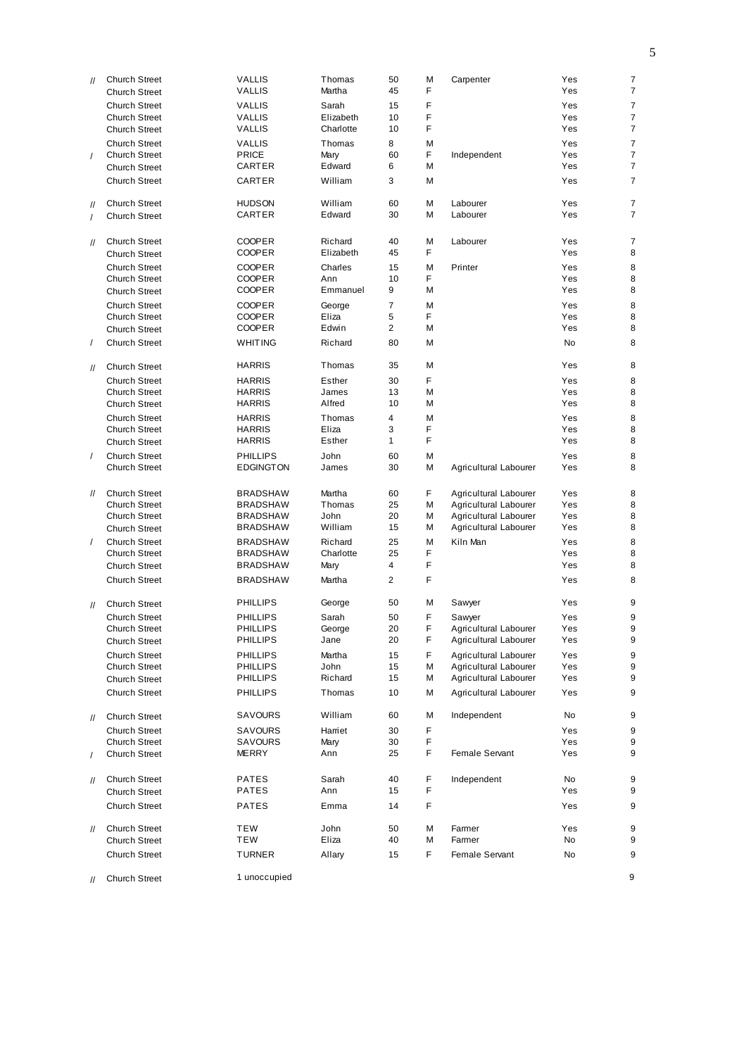| | | | | | | | | |
|---|---|---|---|---|---|---|---|---|
| // | Church Street | VALLIS | Thomas | 50 | M | Carpenter | Yes | 7 |
| | Church Street | VALLIS | Martha | 45 | F | | Yes | 7 |
| | Church Street | VALLIS | Sarah | 15 | F | | Yes | 7 |
| | Church Street | VALLIS | Elizabeth | 10 | F | | Yes | 7 |
| | Church Street | VALLIS | Charlotte | 10 | F | | Yes | 7 |
| | Church Street | VALLIS | Thomas | 8 | M | | Yes | 7 |
| / | Church Street | PRICE | Mary | 60 | F | Independent | Yes | 7 |
| | Church Street | CARTER | Edward | 6 | M | | Yes | 7 |
| | Church Street | CARTER | William | 3 | M | | Yes | 7 |
| // | Church Street | HUDSON | William | 60 | M | Labourer | Yes | 7 |
| / | Church Street | CARTER | Edward | 30 | M | Labourer | Yes | 7 |
| // | Church Street | COOPER | Richard | 40 | M | Labourer | Yes | 7 |
| | Church Street | COOPER | Elizabeth | 45 | F | | Yes | 8 |
| | Church Street | COOPER | Charles | 15 | M | Printer | Yes | 8 |
| | Church Street | COOPER | Ann | 10 | F | | Yes | 8 |
| | Church Street | COOPER | Emmanuel | 9 | M | | Yes | 8 |
| | Church Street | COOPER | George | 7 | M | | Yes | 8 |
| | Church Street | COOPER | Eliza | 5 | F | | Yes | 8 |
| | Church Street | COOPER | Edwin | 2 | M | | Yes | 8 |
| / | Church Street | WHITING | Richard | 80 | M | | No | 8 |
| // | Church Street | HARRIS | Thomas | 35 | M | | Yes | 8 |
| | Church Street | HARRIS | Esther | 30 | F | | Yes | 8 |
| | Church Street | HARRIS | James | 13 | M | | Yes | 8 |
| | Church Street | HARRIS | Alfred | 10 | M | | Yes | 8 |
| | Church Street | HARRIS | Thomas | 4 | M | | Yes | 8 |
| | Church Street | HARRIS | Eliza | 3 | F | | Yes | 8 |
| | Church Street | HARRIS | Esther | 1 | F | | Yes | 8 |
| / | Church Street | PHILLIPS | John | 60 | M | | Yes | 8 |
| | Church Street | EDGINGTON | James | 30 | M | Agricultural Labourer | Yes | 8 |
| // | Church Street | BRADSHAW | Martha | 60 | F | Agricultural Labourer | Yes | 8 |
| | Church Street | BRADSHAW | Thomas | 25 | M | Agricultural Labourer | Yes | 8 |
| | Church Street | BRADSHAW | John | 20 | M | Agricultural Labourer | Yes | 8 |
| | Church Street | BRADSHAW | William | 15 | M | Agricultural Labourer | Yes | 8 |
| / | Church Street | BRADSHAW | Richard | 25 | M | Kiln Man | Yes | 8 |
| | Church Street | BRADSHAW | Charlotte | 25 | F | | Yes | 8 |
| | Church Street | BRADSHAW | Mary | 4 | F | | Yes | 8 |
| | Church Street | BRADSHAW | Martha | 2 | F | | Yes | 8 |
| // | Church Street | PHILLIPS | George | 50 | M | Sawyer | Yes | 9 |
| | Church Street | PHILLIPS | Sarah | 50 | F | Sawyer | Yes | 9 |
| | Church Street | PHILLIPS | George | 20 | F | Agricultural Labourer | Yes | 9 |
| | Church Street | PHILLIPS | Jane | 20 | F | Agricultural Labourer | Yes | 9 |
| | Church Street | PHILLIPS | Martha | 15 | F | Agricultural Labourer | Yes | 9 |
| | Church Street | PHILLIPS | John | 15 | M | Agricultural Labourer | Yes | 9 |
| | Church Street | PHILLIPS | Richard | 15 | M | Agricultural Labourer | Yes | 9 |
| | Church Street | PHILLIPS | Thomas | 10 | M | Agricultural Labourer | Yes | 9 |
| // | Church Street | SAVOURS | William | 60 | M | Independent | No | 9 |
| | Church Street | SAVOURS | Harriet | 30 | F | | Yes | 9 |
| | Church Street | SAVOURS | Mary | 30 | F | | Yes | 9 |
| / | Church Street | MERRY | Ann | 25 | F | Female Servant | Yes | 9 |
| // | Church Street | PATES | Sarah | 40 | F | Independent | No | 9 |
| | Church Street | PATES | Ann | 15 | F | | Yes | 9 |
| | Church Street | PATES | Emma | 14 | F | | Yes | 9 |
| // | Church Street | TEW | John | 50 | M | Farmer | Yes | 9 |
| | Church Street | TEW | Eliza | 40 | M | Farmer | No | 9 |
| | Church Street | TURNER | Allary | 15 | F | Female Servant | No | 9 |
| // | Church Street | 1 unoccupied | | | | | | 9 |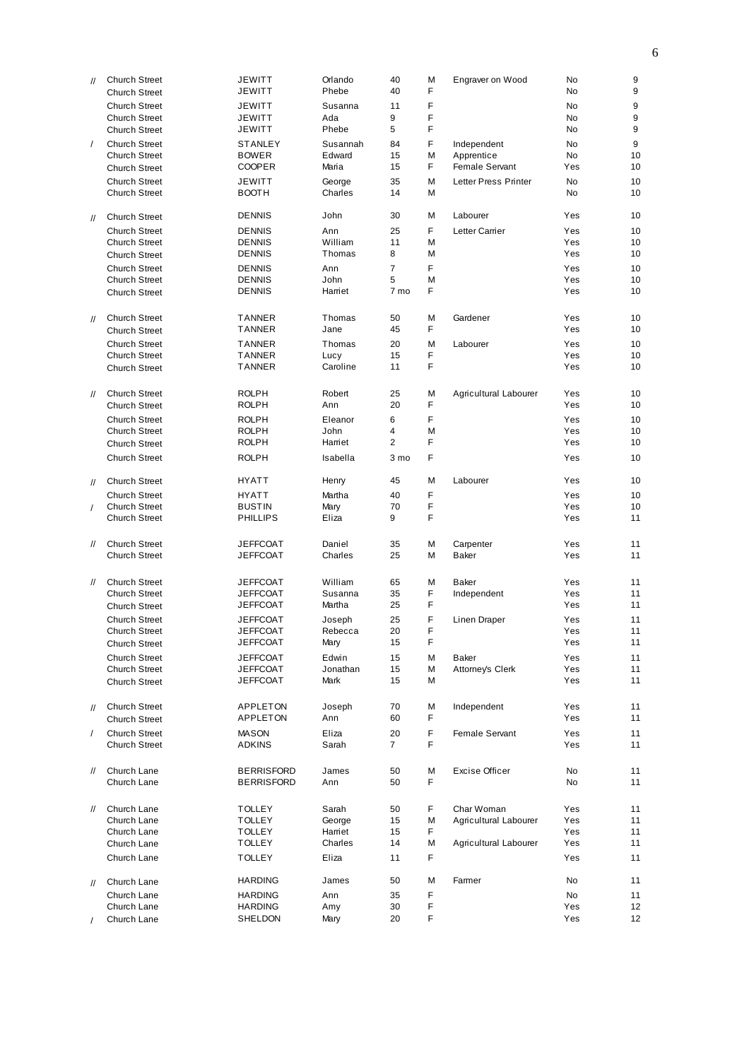| | | | | | | | | |
|---|---|---|---|---|---|---|---|---|
| // | Church Street | JEWITT | Orlando | 40 | M | Engraver on Wood | No | 9 |
| | Church Street | JEWITT | Phebe | 40 | F | | No | 9 |
| | Church Street | JEWITT | Susanna | 11 | F | | No | 9 |
| | Church Street | JEWITT | Ada | 9 | F | | No | 9 |
| | Church Street | JEWITT | Phebe | 5 | F | | No | 9 |
| / | Church Street | STANLEY | Susannah | 84 | F | Independent | No | 9 |
| | Church Street | BOWER | Edward | 15 | M | Apprentice | No | 10 |
| | Church Street | COOPER | Maria | 15 | F | Female Servant | Yes | 10 |
| | Church Street | JEWITT | George | 35 | M | Letter Press Printer | No | 10 |
| | Church Street | BOOTH | Charles | 14 | M | | No | 10 |
| // | Church Street | DENNIS | John | 30 | M | Labourer | Yes | 10 |
| | Church Street | DENNIS | Ann | 25 | F | Letter Carrier | Yes | 10 |
| | Church Street | DENNIS | William | 11 | M | | Yes | 10 |
| | Church Street | DENNIS | Thomas | 8 | M | | Yes | 10 |
| | Church Street | DENNIS | Ann | 7 | F | | Yes | 10 |
| | Church Street | DENNIS | John | 5 | M | | Yes | 10 |
| | Church Street | DENNIS | Harriet | 7 mo | F | | Yes | 10 |
| // | Church Street | TANNER | Thomas | 50 | M | Gardener | Yes | 10 |
| | Church Street | TANNER | Jane | 45 | F | | Yes | 10 |
| | Church Street | TANNER | Thomas | 20 | M | Labourer | Yes | 10 |
| | Church Street | TANNER | Lucy | 15 | F | | Yes | 10 |
| | Church Street | TANNER | Caroline | 11 | F | | Yes | 10 |
| // | Church Street | ROLPH | Robert | 25 | M | Agricultural Labourer | Yes | 10 |
| | Church Street | ROLPH | Ann | 20 | F | | Yes | 10 |
| | Church Street | ROLPH | Eleanor | 6 | F | | Yes | 10 |
| | Church Street | ROLPH | John | 4 | M | | Yes | 10 |
| | Church Street | ROLPH | Harriet | 2 | F | | Yes | 10 |
| | Church Street | ROLPH | Isabella | 3 mo | F | | Yes | 10 |
| // | Church Street | HYATT | Henry | 45 | M | Labourer | Yes | 10 |
| | Church Street | HYATT | Martha | 40 | F | | Yes | 10 |
| / | Church Street | BUSTIN | Mary | 70 | F | | Yes | 10 |
| | Church Street | PHILLIPS | Eliza | 9 | F | | Yes | 11 |
| // | Church Street | JEFFCOAT | Daniel | 35 | M | Carpenter | Yes | 11 |
| | Church Street | JEFFCOAT | Charles | 25 | M | Baker | Yes | 11 |
| // | Church Street | JEFFCOAT | William | 65 | M | Baker | Yes | 11 |
| | Church Street | JEFFCOAT | Susanna | 35 | F | Independent | Yes | 11 |
| | Church Street | JEFFCOAT | Martha | 25 | F | | Yes | 11 |
| | Church Street | JEFFCOAT | Joseph | 25 | F | Linen Draper | Yes | 11 |
| | Church Street | JEFFCOAT | Rebecca | 20 | F | | Yes | 11 |
| | Church Street | JEFFCOAT | Mary | 15 | F | | Yes | 11 |
| | Church Street | JEFFCOAT | Edwin | 15 | M | Baker | Yes | 11 |
| | Church Street | JEFFCOAT | Jonathan | 15 | M | Attorney's Clerk | Yes | 11 |
| | Church Street | JEFFCOAT | Mark | 15 | M | | Yes | 11 |
| // | Church Street | APPLETON | Joseph | 70 | M | Independent | Yes | 11 |
| | Church Street | APPLETON | Ann | 60 | F | | Yes | 11 |
| / | Church Street | MASON | Eliza | 20 | F | Female Servant | Yes | 11 |
| | Church Street | ADKINS | Sarah | 7 | F | | Yes | 11 |
| // | Church Lane | BERRISFORD | James | 50 | M | Excise Officer | No | 11 |
| | Church Lane | BERRISFORD | Ann | 50 | F | | No | 11 |
| // | Church Lane | TOLLEY | Sarah | 50 | F | Char Woman | Yes | 11 |
| | Church Lane | TOLLEY | George | 15 | M | Agricultural Labourer | Yes | 11 |
| | Church Lane | TOLLEY | Harriet | 15 | F | | Yes | 11 |
| | Church Lane | TOLLEY | Charles | 14 | M | Agricultural Labourer | Yes | 11 |
| | Church Lane | TOLLEY | Eliza | 11 | F | | Yes | 11 |
| // | Church Lane | HARDING | James | 50 | M | Farmer | No | 11 |
| | Church Lane | HARDING | Ann | 35 | F | | No | 11 |
| | Church Lane | HARDING | Amy | 30 | F | | Yes | 12 |
| / | Church Lane | SHELDON | Mary | 20 | F | | Yes | 12 |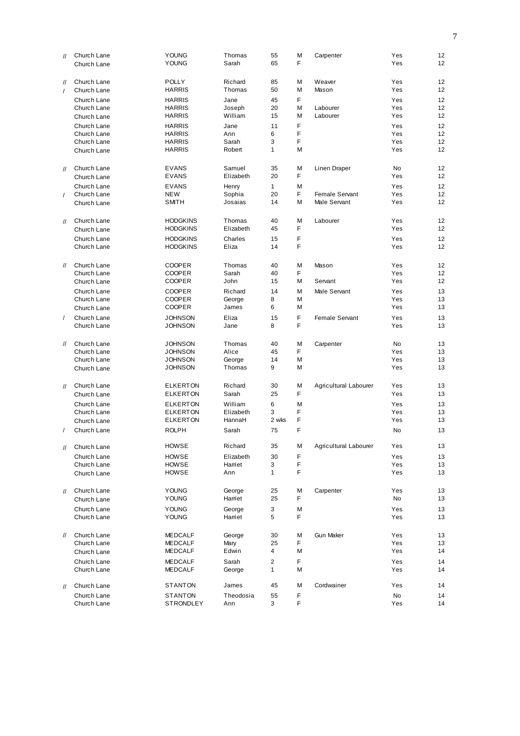| | | | | | | | | |
|---|---|---|---|---|---|---|---|---|
| // | Church Lane | YOUNG | Thomas | 55 | M | Carpenter | Yes | 12 |
| | Church Lane | YOUNG | Sarah | 65 | F | | Yes | 12 |
| // | Church Lane | POLLY | Richard | 85 | M | Weaver | Yes | 12 |
| / | Church Lane | HARRIS | Thomas | 50 | M | Mason | Yes | 12 |
| | Church Lane | HARRIS | Jane | 45 | F | | Yes | 12 |
| | Church Lane | HARRIS | Joseph | 20 | M | Labourer | Yes | 12 |
| | Church Lane | HARRIS | William | 15 | M | Labourer | Yes | 12 |
| | Church Lane | HARRIS | Jane | 11 | F | | Yes | 12 |
| | Church Lane | HARRIS | Ann | 6 | F | | Yes | 12 |
| | Church Lane | HARRIS | Sarah | 3 | F | | Yes | 12 |
| | Church Lane | HARRIS | Robert | 1 | M | | Yes | 12 |
| // | Church Lane | EVANS | Samuel | 35 | M | Linen Draper | No | 12 |
| | Church Lane | EVANS | Elizabeth | 20 | F | | Yes | 12 |
| | Church Lane | EVANS | Henry | 1 | M | | Yes | 12 |
| / | Church Lane | NEW | Sophia | 20 | F | Female Servant | Yes | 12 |
| | Church Lane | SMITH | Josaias | 14 | M | Male Servant | Yes | 12 |
| // | Church Lane | HODGKINS | Thomas | 40 | M | Labourer | Yes | 12 |
| | Church Lane | HODGKINS | Elizabeth | 45 | F | | Yes | 12 |
| | Church Lane | HODGKINS | Charles | 15 | F | | Yes | 12 |
| | Church Lane | HODGKINS | Eliza | 14 | F | | Yes | 12 |
| // | Church Lane | COOPER | Thomas | 40 | M | Mason | Yes | 12 |
| | Church Lane | COOPER | Sarah | 40 | F | | Yes | 12 |
| | Church Lane | COOPER | John | 15 | M | Servant | Yes | 12 |
| | Church Lane | COOPER | Richard | 14 | M | Male Servant | Yes | 13 |
| | Church Lane | COOPER | George | 8 | M | | Yes | 13 |
| | Church Lane | COOPER | James | 6 | M | | Yes | 13 |
| / | Church Lane | JOHNSON | Eliza | 15 | F | Female Servant | Yes | 13 |
| | Church Lane | JOHNSON | Jane | 8 | F | | Yes | 13 |
| // | Church Lane | JOHNSON | Thomas | 40 | M | Carpenter | No | 13 |
| | Church Lane | JOHNSON | Alice | 45 | F | | Yes | 13 |
| | Church Lane | JOHNSON | George | 14 | M | | Yes | 13 |
| | Church Lane | JOHNSON | Thomas | 9 | M | | Yes | 13 |
| // | Church Lane | ELKERTON | Richard | 30 | M | Agricultural Labourer | Yes | 13 |
| | Church Lane | ELKERTON | Sarah | 25 | F | | Yes | 13 |
| | Church Lane | ELKERTON | William | 6 | M | | Yes | 13 |
| | Church Lane | ELKERTON | Elizabeth | 3 | F | | Yes | 13 |
| | Church Lane | ELKERTON | HannaH | 2 wks | F | | Yes | 13 |
| / | Church Lane | ROLPH | Sarah | 75 | F | | No | 13 |
| // | Church Lane | HOWSE | Richard | 35 | M | Agricultural Labourer | Yes | 13 |
| | Church Lane | HOWSE | Elizabeth | 30 | F | | Yes | 13 |
| | Church Lane | HOWSE | Harriet | 3 | F | | Yes | 13 |
| | Church Lane | HOWSE | Ann | 1 | F | | Yes | 13 |
| // | Church Lane | YOUNG | George | 25 | M | Carpenter | Yes | 13 |
| | Church Lane | YOUNG | Harriet | 25 | F | | No | 13 |
| | Church Lane | YOUNG | George | 3 | M | | Yes | 13 |
| | Church Lane | YOUNG | Harriet | 5 | F | | Yes | 13 |
| // | Church Lane | MEDCALF | George | 30 | M | Gun Maker | Yes | 13 |
| | Church Lane | MEDCALF | Mary | 25 | F | | Yes | 13 |
| | Church Lane | MEDCALF | Edwin | 4 | M | | Yes | 14 |
| | Church Lane | MEDCALF | Sarah | 2 | F | | Yes | 14 |
| | Church Lane | MEDCALF | George | 1 | M | | Yes | 14 |
| // | Church Lane | STANTON | James | 45 | M | Cordwainer | Yes | 14 |
| | Church Lane | STANTON | Theodosia | 55 | F | | No | 14 |
| | Church Lane | STRONDLEY | Ann | 3 | F | | Yes | 14 |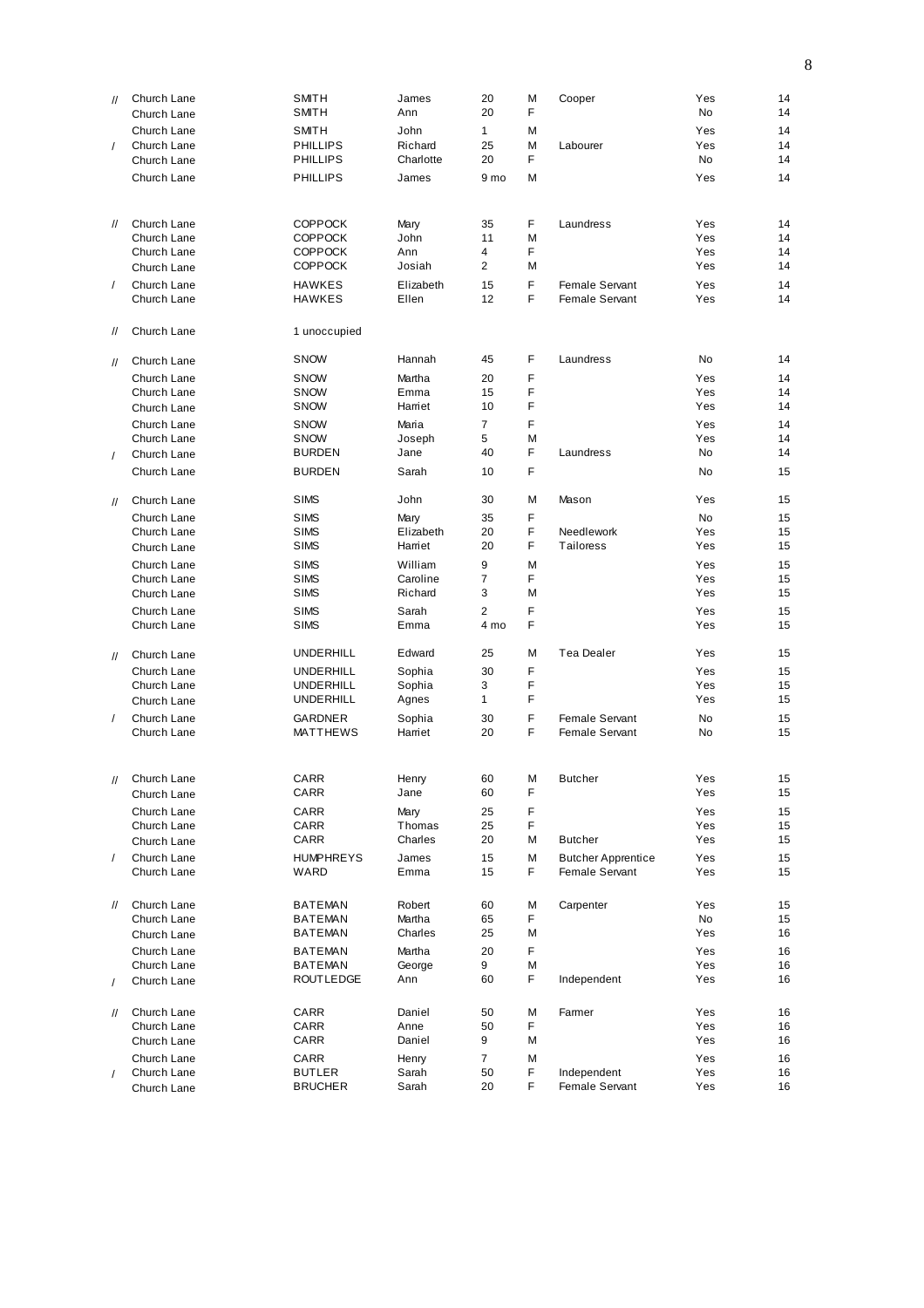| | | | | | | | | |
|---|---|---|---|---|---|---|---|---|
| // | Church Lane | SMITH | James | 20 | M | Cooper | Yes | 14 |
| | Church Lane | SMITH | Ann | 20 | F | | No | 14 |
| | Church Lane | SMITH | John | 1 | M | | Yes | 14 |
| / | Church Lane | PHILLIPS | Richard | 25 | M | Labourer | Yes | 14 |
| | Church Lane | PHILLIPS | Charlotte | 20 | F | | No | 14 |
| | Church Lane | PHILLIPS | James | 9 mo | M | | Yes | 14 |
| // | Church Lane | COPPOCK | Mary | 35 | F | Laundress | Yes | 14 |
| | Church Lane | COPPOCK | John | 11 | M | | Yes | 14 |
| | Church Lane | COPPOCK | Ann | 4 | F | | Yes | 14 |
| | Church Lane | COPPOCK | Josiah | 2 | M | | Yes | 14 |
| / | Church Lane | HAWKES | Elizabeth | 15 | F | Female Servant | Yes | 14 |
| | Church Lane | HAWKES | Ellen | 12 | F | Female Servant | Yes | 14 |
| // | Church Lane | 1 unoccupied | | | | | | |
| // | Church Lane | SNOW | Hannah | 45 | F | Laundress | No | 14 |
| | Church Lane | SNOW | Martha | 20 | F | | Yes | 14 |
| | Church Lane | SNOW | Emma | 15 | F | | Yes | 14 |
| | Church Lane | SNOW | Harriet | 10 | F | | Yes | 14 |
| | Church Lane | SNOW | Maria | 7 | F | | Yes | 14 |
| | Church Lane | SNOW | Joseph | 5 | M | | Yes | 14 |
| / | Church Lane | BURDEN | Jane | 40 | F | Laundress | No | 14 |
| | Church Lane | BURDEN | Sarah | 10 | F | | No | 15 |
| // | Church Lane | SIMS | John | 30 | M | Mason | Yes | 15 |
| | Church Lane | SIMS | Mary | 35 | F | | No | 15 |
| | Church Lane | SIMS | Elizabeth | 20 | F | Needlework | Yes | 15 |
| | Church Lane | SIMS | Harriet | 20 | F | Tailoress | Yes | 15 |
| | Church Lane | SIMS | William | 9 | M | | Yes | 15 |
| | Church Lane | SIMS | Caroline | 7 | F | | Yes | 15 |
| | Church Lane | SIMS | Richard | 3 | M | | Yes | 15 |
| | Church Lane | SIMS | Sarah | 2 | F | | Yes | 15 |
| | Church Lane | SIMS | Emma | 4 mo | F | | Yes | 15 |
| // | Church Lane | UNDERHILL | Edward | 25 | M | Tea Dealer | Yes | 15 |
| | Church Lane | UNDERHILL | Sophia | 30 | F | | Yes | 15 |
| | Church Lane | UNDERHILL | Sophia | 3 | F | | Yes | 15 |
| | Church Lane | UNDERHILL | Agnes | 1 | F | | Yes | 15 |
| / | Church Lane | GARDNER | Sophia | 30 | F | Female Servant | No | 15 |
| | Church Lane | MATTHEWS | Harriet | 20 | F | Female Servant | No | 15 |
| // | Church Lane | CARR | Henry | 60 | M | Butcher | Yes | 15 |
| | Church Lane | CARR | Jane | 60 | F | | Yes | 15 |
| | Church Lane | CARR | Mary | 25 | F | | Yes | 15 |
| | Church Lane | CARR | Thomas | 25 | F | | Yes | 15 |
| | Church Lane | CARR | Charles | 20 | M | Butcher | Yes | 15 |
| / | Church Lane | HUMPHREYS | James | 15 | M | Butcher Apprentice | Yes | 15 |
| | Church Lane | WARD | Emma | 15 | F | Female Servant | Yes | 15 |
| // | Church Lane | BATEMAN | Robert | 60 | M | Carpenter | Yes | 15 |
| | Church Lane | BATEMAN | Martha | 65 | F | | No | 15 |
| | Church Lane | BATEMAN | Charles | 25 | M | | Yes | 16 |
| | Church Lane | BATEMAN | Martha | 20 | F | | Yes | 16 |
| | Church Lane | BATEMAN | George | 9 | M | | Yes | 16 |
| / | Church Lane | ROUTLEDGE | Ann | 60 | F | Independent | Yes | 16 |
| // | Church Lane | CARR | Daniel | 50 | M | Farmer | Yes | 16 |
| | Church Lane | CARR | Anne | 50 | F | | Yes | 16 |
| | Church Lane | CARR | Daniel | 9 | M | | Yes | 16 |
| | Church Lane | CARR | Henry | 7 | M | | Yes | 16 |
| / | Church Lane | BUTLER | Sarah | 50 | F | Independent | Yes | 16 |
| | Church Lane | BRUCHER | Sarah | 20 | F | Female Servant | Yes | 16 |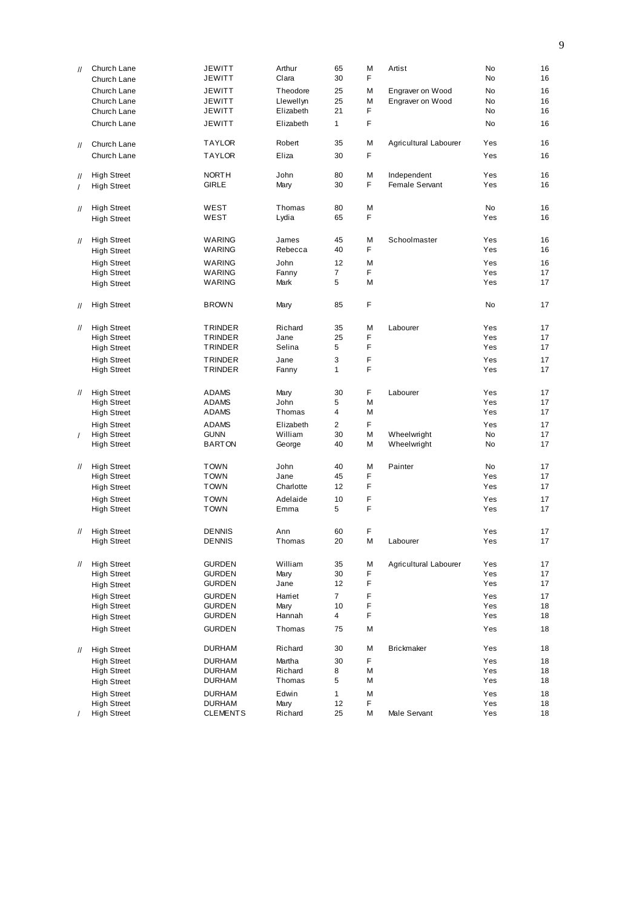| | | | | | | | | |
|---|---|---|---|---|---|---|---|---|
| // | Church Lane | JEWITT | Arthur | 65 | M | Artist | No | 16 |
| | Church Lane | JEWITT | Clara | 30 | F | | No | 16 |
| | Church Lane | JEWITT | Theodore | 25 | M | Engraver on Wood | No | 16 |
| | Church Lane | JEWITT | Llewellyn | 25 | M | Engraver on Wood | No | 16 |
| | Church Lane | JEWITT | Elizabeth | 21 | F | | No | 16 |
| | Church Lane | JEWITT | Elizabeth | 1 | F | | No | 16 |
| // | Church Lane | TAYLOR | Robert | 35 | M | Agricultural Labourer | Yes | 16 |
| | Church Lane | TAYLOR | Eliza | 30 | F | | Yes | 16 |
| // | High Street | NORTH | John | 80 | M | Independent | Yes | 16 |
| / | High Street | GIRLE | Mary | 30 | F | Female Servant | Yes | 16 |
| // | High Street | WEST | Thomas | 80 | M | | No | 16 |
| | High Street | WEST | Lydia | 65 | F | | Yes | 16 |
| // | High Street | WARING | James | 45 | M | Schoolmaster | Yes | 16 |
| | High Street | WARING | Rebecca | 40 | F | | Yes | 16 |
| | High Street | WARING | John | 12 | M | | Yes | 16 |
| | High Street | WARING | Fanny | 7 | F | | Yes | 17 |
| | High Street | WARING | Mark | 5 | M | | Yes | 17 |
| // | High Street | BROWN | Mary | 85 | F | | No | 17 |
| // | High Street | TRINDER | Richard | 35 | M | Labourer | Yes | 17 |
| | High Street | TRINDER | Jane | 25 | F | | Yes | 17 |
| | High Street | TRINDER | Selina | 5 | F | | Yes | 17 |
| | High Street | TRINDER | Jane | 3 | F | | Yes | 17 |
| | High Street | TRINDER | Fanny | 1 | F | | Yes | 17 |
| // | High Street | ADAMS | Mary | 30 | F | Labourer | Yes | 17 |
| | High Street | ADAMS | John | 5 | M | | Yes | 17 |
| | High Street | ADAMS | Thomas | 4 | M | | Yes | 17 |
| | High Street | ADAMS | Elizabeth | 2 | F | | Yes | 17 |
| / | High Street | GUNN | William | 30 | M | Wheelwright | No | 17 |
| | High Street | BARTON | George | 40 | M | Wheelwright | No | 17 |
| // | High Street | TOWN | John | 40 | M | Painter | No | 17 |
| | High Street | TOWN | Jane | 45 | F | | Yes | 17 |
| | High Street | TOWN | Charlotte | 12 | F | | Yes | 17 |
| | High Street | TOWN | Adelaide | 10 | F | | Yes | 17 |
| | High Street | TOWN | Emma | 5 | F | | Yes | 17 |
| // | High Street | DENNIS | Ann | 60 | F | | Yes | 17 |
| | High Street | DENNIS | Thomas | 20 | M | Labourer | Yes | 17 |
| // | High Street | GURDEN | William | 35 | M | Agricultural Labourer | Yes | 17 |
| | High Street | GURDEN | Mary | 30 | F | | Yes | 17 |
| | High Street | GURDEN | Jane | 12 | F | | Yes | 17 |
| | High Street | GURDEN | Harriet | 7 | F | | Yes | 17 |
| | High Street | GURDEN | Mary | 10 | F | | Yes | 18 |
| | High Street | GURDEN | Hannah | 4 | F | | Yes | 18 |
| | High Street | GURDEN | Thomas | 75 | M | | Yes | 18 |
| // | High Street | DURHAM | Richard | 30 | M | Brickmaker | Yes | 18 |
| | High Street | DURHAM | Martha | 30 | F | | Yes | 18 |
| | High Street | DURHAM | Richard | 8 | M | | Yes | 18 |
| | High Street | DURHAM | Thomas | 5 | M | | Yes | 18 |
| | High Street | DURHAM | Edwin | 1 | M | | Yes | 18 |
| | High Street | DURHAM | Mary | 12 | F | | Yes | 18 |
| / | High Street | CLEMENTS | Richard | 25 | M | Male Servant | Yes | 18 |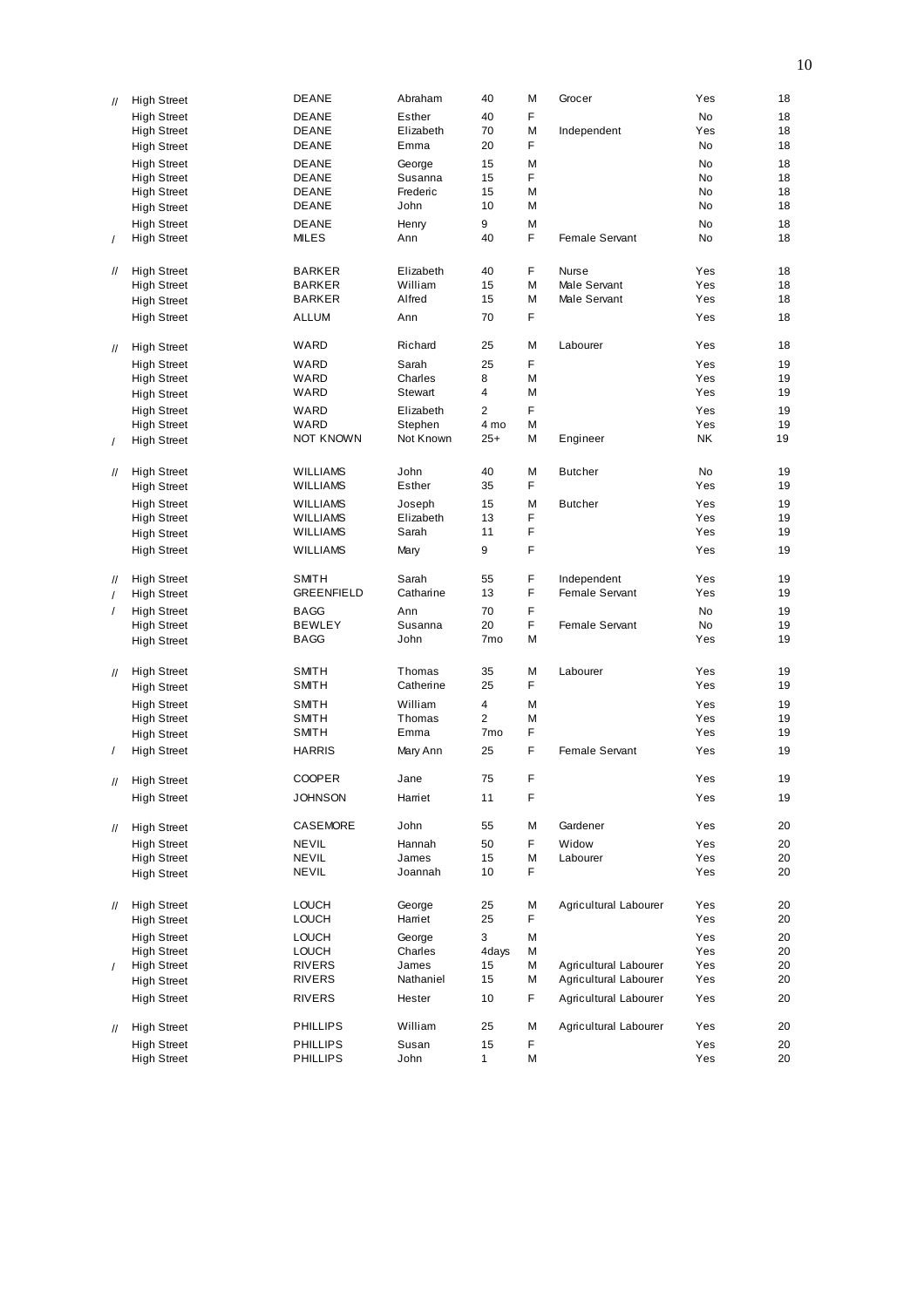| | Street | Surname | Forename | Age | Sex | Occupation | | Page |
|---|---|---|---|---|---|---|---|---|
| // | High Street | DEANE | Abraham | 40 | M | Grocer | Yes | 18 |
| | High Street | DEANE | Esther | 40 | F | | No | 18 |
| | High Street | DEANE | Elizabeth | 70 | M | Independent | Yes | 18 |
| | High Street | DEANE | Emma | 20 | F | | No | 18 |
| | High Street | DEANE | George | 15 | M | | No | 18 |
| | High Street | DEANE | Susanna | 15 | F | | No | 18 |
| | High Street | DEANE | Frederic | 15 | M | | No | 18 |
| | High Street | DEANE | John | 10 | M | | No | 18 |
| | High Street | DEANE | Henry | 9 | M | | No | 18 |
| / | High Street | MILES | Ann | 40 | F | Female Servant | No | 18 |
| // | High Street | BARKER | Elizabeth | 40 | F | Nurse | Yes | 18 |
| | High Street | BARKER | William | 15 | M | Male Servant | Yes | 18 |
| | High Street | BARKER | Alfred | 15 | M | Male Servant | Yes | 18 |
| | High Street | ALLUM | Ann | 70 | F | | Yes | 18 |
| // | High Street | WARD | Richard | 25 | M | Labourer | Yes | 18 |
| | High Street | WARD | Sarah | 25 | F | | Yes | 19 |
| | High Street | WARD | Charles | 8 | M | | Yes | 19 |
| | High Street | WARD | Stewart | 4 | M | | Yes | 19 |
| | High Street | WARD | Elizabeth | 2 | F | | Yes | 19 |
| | High Street | WARD | Stephen | 4 mo | M | | Yes | 19 |
| / | High Street | NOT KNOWN | Not Known | 25+ | M | Engineer | NK | 19 |
| // | High Street | WILLIAMS | John | 40 | M | Butcher | No | 19 |
| | High Street | WILLIAMS | Esther | 35 | F | | Yes | 19 |
| | High Street | WILLIAMS | Joseph | 15 | M | Butcher | Yes | 19 |
| | High Street | WILLIAMS | Elizabeth | 13 | F | | Yes | 19 |
| | High Street | WILLIAMS | Sarah | 11 | F | | Yes | 19 |
| | High Street | WILLIAMS | Mary | 9 | F | | Yes | 19 |
| // | High Street | SMITH | Sarah | 55 | F | Independent | Yes | 19 |
| / | High Street | GREENFIELD | Catharine | 13 | F | Female Servant | Yes | 19 |
| / | High Street | BAGG | Ann | 70 | F | | No | 19 |
| | High Street | BEWLEY | Susanna | 20 | F | Female Servant | No | 19 |
| | High Street | BAGG | John | 7mo | M | | Yes | 19 |
| // | High Street | SMITH | Thomas | 35 | M | Labourer | Yes | 19 |
| | High Street | SMITH | Catherine | 25 | F | | Yes | 19 |
| | High Street | SMITH | William | 4 | M | | Yes | 19 |
| | High Street | SMITH | Thomas | 2 | M | | Yes | 19 |
| | High Street | SMITH | Emma | 7mo | F | | Yes | 19 |
| / | High Street | HARRIS | Mary Ann | 25 | F | Female Servant | Yes | 19 |
| // | High Street | COOPER | Jane | 75 | F | | Yes | 19 |
| | High Street | JOHNSON | Harriet | 11 | F | | Yes | 19 |
| // | High Street | CASEMORE | John | 55 | M | Gardener | Yes | 20 |
| | High Street | NEVIL | Hannah | 50 | F | Widow | Yes | 20 |
| | High Street | NEVIL | James | 15 | M | Labourer | Yes | 20 |
| | High Street | NEVIL | Joannah | 10 | F | | Yes | 20 |
| // | High Street | LOUCH | George | 25 | M | Agricultural Labourer | Yes | 20 |
| | High Street | LOUCH | Harriet | 25 | F | | Yes | 20 |
| | High Street | LOUCH | George | 3 | M | | Yes | 20 |
| | High Street | LOUCH | Charles | 4days | M | | Yes | 20 |
| / | High Street | RIVERS | James | 15 | M | Agricultural Labourer | Yes | 20 |
| | High Street | RIVERS | Nathaniel | 15 | M | Agricultural Labourer | Yes | 20 |
| | High Street | RIVERS | Hester | 10 | F | Agricultural Labourer | Yes | 20 |
| // | High Street | PHILLIPS | William | 25 | M | Agricultural Labourer | Yes | 20 |
| | High Street | PHILLIPS | Susan | 15 | F | | Yes | 20 |
| | High Street | PHILLIPS | John | 1 | M | | Yes | 20 |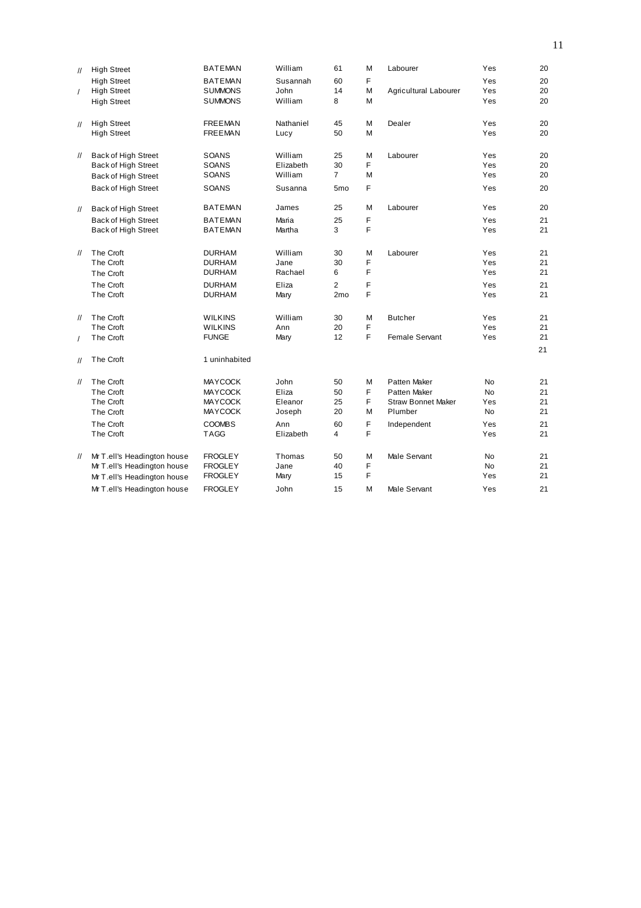| | | | | | | | | |
|---|---|---|---|---|---|---|---|---|
| // | High Street | BATEMAN | William | 61 | M | Labourer | Yes | 20 |
| | High Street | BATEMAN | Susannah | 60 | F | | Yes | 20 |
| / | High Street | SUMMONS | John | 14 | M | Agricultural Labourer | Yes | 20 |
| | High Street | SUMMONS | William | 8 | M | | Yes | 20 |
| // | High Street | FREEMAN | Nathaniel | 45 | M | Dealer | Yes | 20 |
| | High Street | FREEMAN | Lucy | 50 | M | | Yes | 20 |
| // | Back of High Street | SOANS | William | 25 | M | Labourer | Yes | 20 |
| | Back of High Street | SOANS | Elizabeth | 30 | F | | Yes | 20 |
| | Back of High Street | SOANS | William | 7 | M | | Yes | 20 |
| | Back of High Street | SOANS | Susanna | 5mo | F | | Yes | 20 |
| // | Back of High Street | BATEMAN | James | 25 | M | Labourer | Yes | 20 |
| | Back of High Street | BATEMAN | Maria | 25 | F | | Yes | 21 |
| | Back of High Street | BATEMAN | Martha | 3 | F | | Yes | 21 |
| // | The Croft | DURHAM | William | 30 | M | Labourer | Yes | 21 |
| | The Croft | DURHAM | Jane | 30 | F | | Yes | 21 |
| | The Croft | DURHAM | Rachael | 6 | F | | Yes | 21 |
| | The Croft | DURHAM | Eliza | 2 | F | | Yes | 21 |
| | The Croft | DURHAM | Mary | 2mo | F | | Yes | 21 |
| // | The Croft | WILKINS | William | 30 | M | Butcher | Yes | 21 |
| | The Croft | WILKINS | Ann | 20 | F | | Yes | 21 |
| / | The Croft | FUNGE | Mary | 12 | F | Female Servant | Yes | 21 |
| // | The Croft | 1 uninhabited | | | | | | 21 |
| // | The Croft | MAYCOCK | John | 50 | M | Patten Maker | No | 21 |
| | The Croft | MAYCOCK | Eliza | 50 | F | Patten Maker | No | 21 |
| | The Croft | MAYCOCK | Eleanor | 25 | F | Straw Bonnet Maker | Yes | 21 |
| | The Croft | MAYCOCK | Joseph | 20 | M | Plumber | No | 21 |
| | The Croft | COOMBS | Ann | 60 | F | Independent | Yes | 21 |
| | The Croft | TAGG | Elizabeth | 4 | F | | Yes | 21 |
| // | Mr T.ell's Headington house | FROGLEY | Thomas | 50 | M | Male Servant | No | 21 |
| | Mr T.ell's Headington house | FROGLEY | Jane | 40 | F | | No | 21 |
| | Mr T.ell's Headington house | FROGLEY | Mary | 15 | F | | Yes | 21 |
| | Mr T.ell's Headington house | FROGLEY | John | 15 | M | Male Servant | Yes | 21 |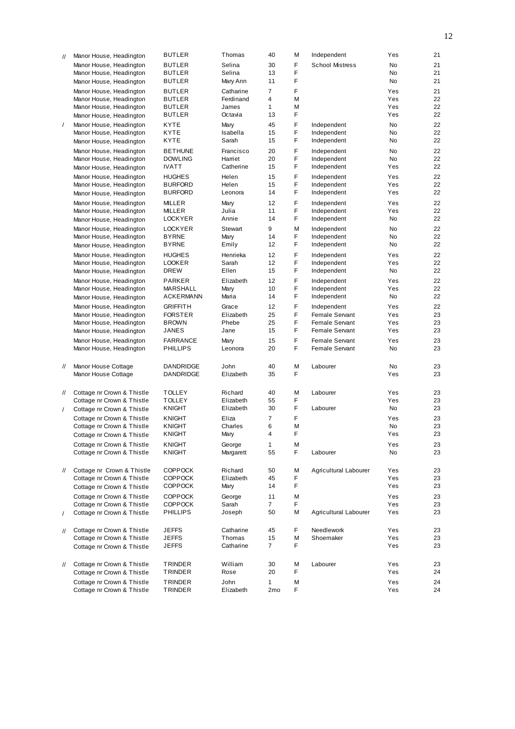| | | | | | | | | |
|---|---|---|---|---|---|---|---|---|
| // | Manor House, Headington | BUTLER | Thomas | 40 | M | Independent | Yes | 21 |
| | Manor House, Headington | BUTLER | Selina | 30 | F | School Mistress | No | 21 |
| | Manor House, Headington | BUTLER | Selina | 13 | F | | No | 21 |
| | Manor House, Headington | BUTLER | Mary Ann | 11 | F | | No | 21 |
| | Manor House, Headington | BUTLER | Catharine | 7 | F | | Yes | 21 |
| | Manor House, Headington | BUTLER | Ferdinand | 4 | M | | Yes | 22 |
| | Manor House, Headington | BUTLER | James | 1 | M | | Yes | 22 |
| | Manor House, Headington | BUTLER | Octavia | 13 | F | | Yes | 22 |
| / | Manor House, Headington | KYTE | Mary | 45 | F | Independent | No | 22 |
| | Manor House, Headington | KYTE | Isabella | 15 | F | Independent | No | 22 |
| | Manor House, Headington | KYTE | Sarah | 15 | F | Independent | No | 22 |
| | Manor House, Headington | BETHUNE | Francisco | 20 | F | Independent | No | 22 |
| | Manor House, Headington | DOWLING | Harriet | 20 | F | Independent | No | 22 |
| | Manor House, Headington | IVATT | Catherine | 15 | F | Independent | Yes | 22 |
| | Manor House, Headington | HUGHES | Helen | 15 | F | Independent | Yes | 22 |
| | Manor House, Headington | BURFORD | Helen | 15 | F | Independent | Yes | 22 |
| | Manor House, Headington | BURFORD | Leonora | 14 | F | Independent | Yes | 22 |
| | Manor House, Headington | MILLER | Mary | 12 | F | Independent | Yes | 22 |
| | Manor House, Headington | MILLER | Julia | 11 | F | Independent | Yes | 22 |
| | Manor House, Headington | LOCKYER | Annie | 14 | F | Independent | No | 22 |
| | Manor House, Headington | LOCKYER | Stewart | 9 | M | Independent | No | 22 |
| | Manor House, Headington | BYRNE | Mary | 14 | F | Independent | No | 22 |
| | Manor House, Headington | BYRNE | Emily | 12 | F | Independent | No | 22 |
| | Manor House, Headington | HUGHES | Henrieka | 12 | F | Independent | Yes | 22 |
| | Manor House, Headington | LOOKER | Sarah | 12 | F | Independent | Yes | 22 |
| | Manor House, Headington | DREW | Ellen | 15 | F | Independent | No | 22 |
| | Manor House, Headington | PARKER | Elizabeth | 12 | F | Independent | Yes | 22 |
| | Manor House, Headington | MARSHALL | Mary | 10 | F | Independent | Yes | 22 |
| | Manor House, Headington | ACKERMANN | Maria | 14 | F | Independent | No | 22 |
| | Manor House, Headington | GRIFFITH | Grace | 12 | F | Independent | Yes | 22 |
| | Manor House, Headington | FORSTER | Elizabeth | 25 | F | Female Servant | Yes | 23 |
| | Manor House, Headington | BROWN | Phebe | 25 | F | Female Servant | Yes | 23 |
| | Manor House, Headington | JANES | Jane | 15 | F | Female Servant | Yes | 23 |
| | Manor House, Headington | FARRANCE | Mary | 15 | F | Female Servant | Yes | 23 |
| | Manor House, Headington | PHILLIPS | Leonora | 20 | F | Female Servant | No | 23 |
| // | Manor House Cottage | DANDRIDGE | John | 40 | M | Labourer | No | 23 |
| | Manor House Cottage | DANDRIDGE | Elizabeth | 35 | F | | Yes | 23 |
| // | Cottage nr Crown & Thistle | TOLLEY | Richard | 40 | M | Labourer | Yes | 23 |
| | Cottage nr Crown & Thistle | TOLLEY | Elizabeth | 55 | F | | Yes | 23 |
| / | Cottage nr Crown & Thistle | KNIGHT | Elizabeth | 30 | F | Labourer | No | 23 |
| | Cottage nr Crown & Thistle | KNIGHT | Eliza | 7 | F | | Yes | 23 |
| | Cottage nr Crown & Thistle | KNIGHT | Charles | 6 | M | | No | 23 |
| | Cottage nr Crown & Thistle | KNIGHT | Mary | 4 | F | | Yes | 23 |
| | Cottage nr Crown & Thistle | KNIGHT | George | 1 | M | | Yes | 23 |
| | Cottage nr Crown & Thistle | KNIGHT | Margarett | 55 | F | Labourer | No | 23 |
| // | Cottage nr Crown & Thistle | COPPOCK | Richard | 50 | M | Agricultural Labourer | Yes | 23 |
| | Cottage nr Crown & Thistle | COPPOCK | Elizabeth | 45 | F | | Yes | 23 |
| | Cottage nr Crown & Thistle | COPPOCK | Mary | 14 | F | | Yes | 23 |
| | Cottage nr Crown & Thistle | COPPOCK | George | 11 | M | | Yes | 23 |
| | Cottage nr Crown & Thistle | COPPOCK | Sarah | 7 | F | | Yes | 23 |
| / | Cottage nr Crown & Thistle | PHILLIPS | Joseph | 50 | M | Agricultural Labourer | Yes | 23 |
| // | Cottage nr Crown & Thistle | JEFFS | Catharine | 45 | F | Needlework | Yes | 23 |
| | Cottage nr Crown & Thistle | JEFFS | Thomas | 15 | M | Shoemaker | Yes | 23 |
| | Cottage nr Crown & Thistle | JEFFS | Catharine | 7 | F | | Yes | 23 |
| // | Cottage nr Crown & Thistle | TRINDER | William | 30 | M | Labourer | Yes | 23 |
| | Cottage nr Crown & Thistle | TRINDER | Rose | 20 | F | | Yes | 24 |
| | Cottage nr Crown & Thistle | TRINDER | John | 1 | M | | Yes | 24 |
| | Cottage nr Crown & Thistle | TRINDER | Elizabeth | 2mo | F | | Yes | 24 |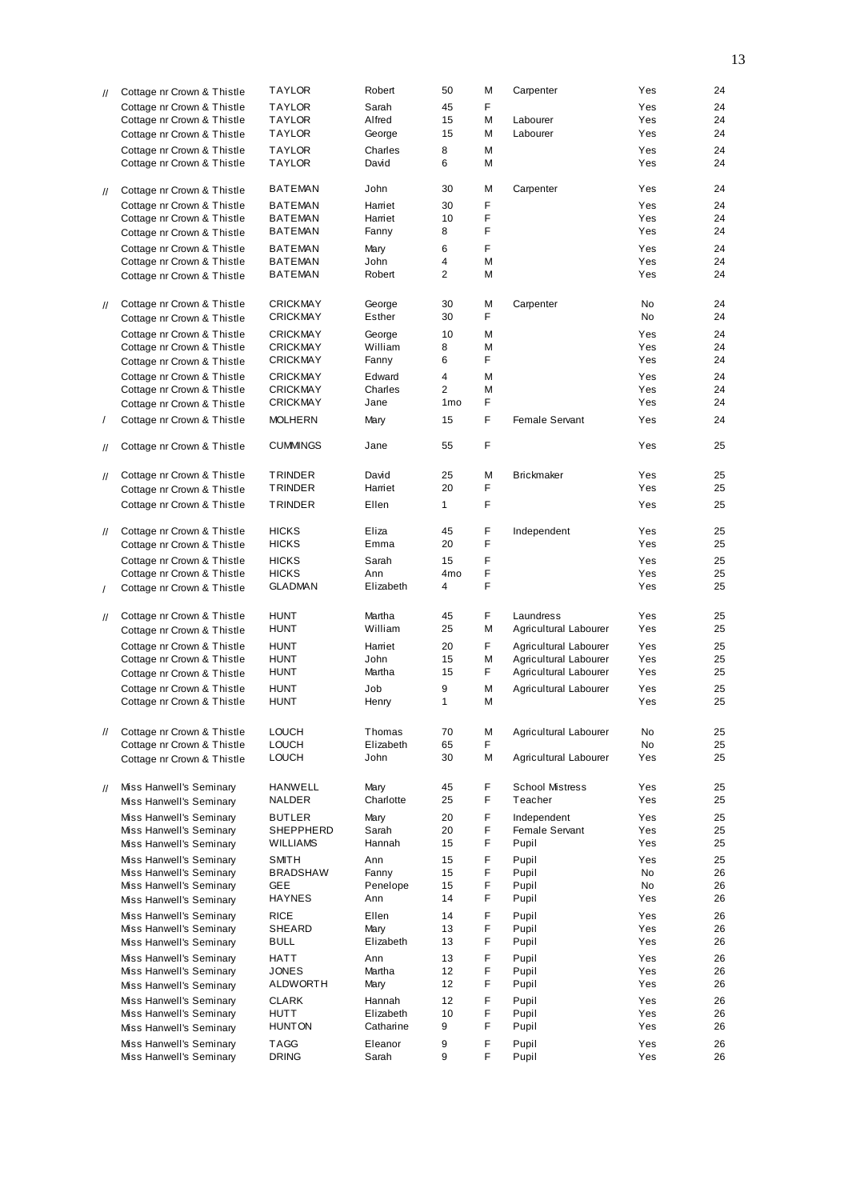| | | | | | | | | |
|---|---|---|---|---|---|---|---|---|
| // | Cottage nr Crown & Thistle | TAYLOR | Robert | 50 | M | Carpenter | Yes | 24 |
| | Cottage nr Crown & Thistle | TAYLOR | Sarah | 45 | F | | Yes | 24 |
| | Cottage nr Crown & Thistle | TAYLOR | Alfred | 15 | M | Labourer | Yes | 24 |
| | Cottage nr Crown & Thistle | TAYLOR | George | 15 | M | Labourer | Yes | 24 |
| | Cottage nr Crown & Thistle | TAYLOR | Charles | 8 | M | | Yes | 24 |
| | Cottage nr Crown & Thistle | TAYLOR | David | 6 | M | | Yes | 24 |
| // | Cottage nr Crown & Thistle | BATEMAN | John | 30 | M | Carpenter | Yes | 24 |
| | Cottage nr Crown & Thistle | BATEMAN | Harriet | 30 | F | | Yes | 24 |
| | Cottage nr Crown & Thistle | BATEMAN | Harriet | 10 | F | | Yes | 24 |
| | Cottage nr Crown & Thistle | BATEMAN | Fanny | 8 | F | | Yes | 24 |
| | Cottage nr Crown & Thistle | BATEMAN | Mary | 6 | F | | Yes | 24 |
| | Cottage nr Crown & Thistle | BATEMAN | John | 4 | M | | Yes | 24 |
| | Cottage nr Crown & Thistle | BATEMAN | Robert | 2 | M | | Yes | 24 |
| // | Cottage nr Crown & Thistle | CRICKMAY | George | 30 | M | Carpenter | No | 24 |
| | Cottage nr Crown & Thistle | CRICKMAY | Esther | 30 | F | | No | 24 |
| | Cottage nr Crown & Thistle | CRICKMAY | George | 10 | M | | Yes | 24 |
| | Cottage nr Crown & Thistle | CRICKMAY | William | 8 | M | | Yes | 24 |
| | Cottage nr Crown & Thistle | CRICKMAY | Fanny | 6 | F | | Yes | 24 |
| | Cottage nr Crown & Thistle | CRICKMAY | Edward | 4 | M | | Yes | 24 |
| | Cottage nr Crown & Thistle | CRICKMAY | Charles | 2 | M | | Yes | 24 |
| | Cottage nr Crown & Thistle | CRICKMAY | Jane | 1mo | F | | Yes | 24 |
| / | Cottage nr Crown & Thistle | MOLHERN | Mary | 15 | F | Female Servant | Yes | 24 |
| // | Cottage nr Crown & Thistle | CUMMINGS | Jane | 55 | F | | Yes | 25 |
| // | Cottage nr Crown & Thistle | TRINDER | David | 25 | M | Brickmaker | Yes | 25 |
| | Cottage nr Crown & Thistle | TRINDER | Harriet | 20 | F | | Yes | 25 |
| | Cottage nr Crown & Thistle | TRINDER | Ellen | 1 | F | | Yes | 25 |
| // | Cottage nr Crown & Thistle | HICKS | Eliza | 45 | F | Independent | Yes | 25 |
| | Cottage nr Crown & Thistle | HICKS | Emma | 20 | F | | Yes | 25 |
| | Cottage nr Crown & Thistle | HICKS | Sarah | 15 | F | | Yes | 25 |
| | Cottage nr Crown & Thistle | HICKS | Ann | 4mo | F | | Yes | 25 |
| / | Cottage nr Crown & Thistle | GLADMAN | Elizabeth | 4 | F | | Yes | 25 |
| // | Cottage nr Crown & Thistle | HUNT | Martha | 45 | F | Laundress | Yes | 25 |
| | Cottage nr Crown & Thistle | HUNT | William | 25 | M | Agricultural Labourer | Yes | 25 |
| | Cottage nr Crown & Thistle | HUNT | Harriet | 20 | F | Agricultural Labourer | Yes | 25 |
| | Cottage nr Crown & Thistle | HUNT | John | 15 | M | Agricultural Labourer | Yes | 25 |
| | Cottage nr Crown & Thistle | HUNT | Martha | 15 | F | Agricultural Labourer | Yes | 25 |
| | Cottage nr Crown & Thistle | HUNT | Job | 9 | M | Agricultural Labourer | Yes | 25 |
| | Cottage nr Crown & Thistle | HUNT | Henry | 1 | M | | Yes | 25 |
| // | Cottage nr Crown & Thistle | LOUCH | Thomas | 70 | M | Agricultural Labourer | No | 25 |
| | Cottage nr Crown & Thistle | LOUCH | Elizabeth | 65 | F | | No | 25 |
| | Cottage nr Crown & Thistle | LOUCH | John | 30 | M | Agricultural Labourer | Yes | 25 |
| // | Miss Hanwell's Seminary | HANWELL | Mary | 45 | F | School Mistress | Yes | 25 |
| | Miss Hanwell's Seminary | NALDER | Charlotte | 25 | F | Teacher | Yes | 25 |
| | Miss Hanwell's Seminary | BUTLER | Mary | 20 | F | Independent | Yes | 25 |
| | Miss Hanwell's Seminary | SHEPPHERD | Sarah | 20 | F | Female Servant | Yes | 25 |
| | Miss Hanwell's Seminary | WILLIAMS | Hannah | 15 | F | Pupil | Yes | 25 |
| | Miss Hanwell's Seminary | SMITH | Ann | 15 | F | Pupil | Yes | 25 |
| | Miss Hanwell's Seminary | BRADSHAW | Fanny | 15 | F | Pupil | No | 26 |
| | Miss Hanwell's Seminary | GEE | Penelope | 15 | F | Pupil | No | 26 |
| | Miss Hanwell's Seminary | HAYNES | Ann | 14 | F | Pupil | Yes | 26 |
| | Miss Hanwell's Seminary | RICE | Ellen | 14 | F | Pupil | Yes | 26 |
| | Miss Hanwell's Seminary | SHEARD | Mary | 13 | F | Pupil | Yes | 26 |
| | Miss Hanwell's Seminary | BULL | Elizabeth | 13 | F | Pupil | Yes | 26 |
| | Miss Hanwell's Seminary | HATT | Ann | 13 | F | Pupil | Yes | 26 |
| | Miss Hanwell's Seminary | JONES | Martha | 12 | F | Pupil | Yes | 26 |
| | Miss Hanwell's Seminary | ALDWORTH | Mary | 12 | F | Pupil | Yes | 26 |
| | Miss Hanwell's Seminary | CLARK | Hannah | 12 | F | Pupil | Yes | 26 |
| | Miss Hanwell's Seminary | HUTT | Elizabeth | 10 | F | Pupil | Yes | 26 |
| | Miss Hanwell's Seminary | HUNTON | Catharine | 9 | F | Pupil | Yes | 26 |
| | Miss Hanwell's Seminary | TAGG | Eleanor | 9 | F | Pupil | Yes | 26 |
| | Miss Hanwell's Seminary | DRING | Sarah | 9 | F | Pupil | Yes | 26 |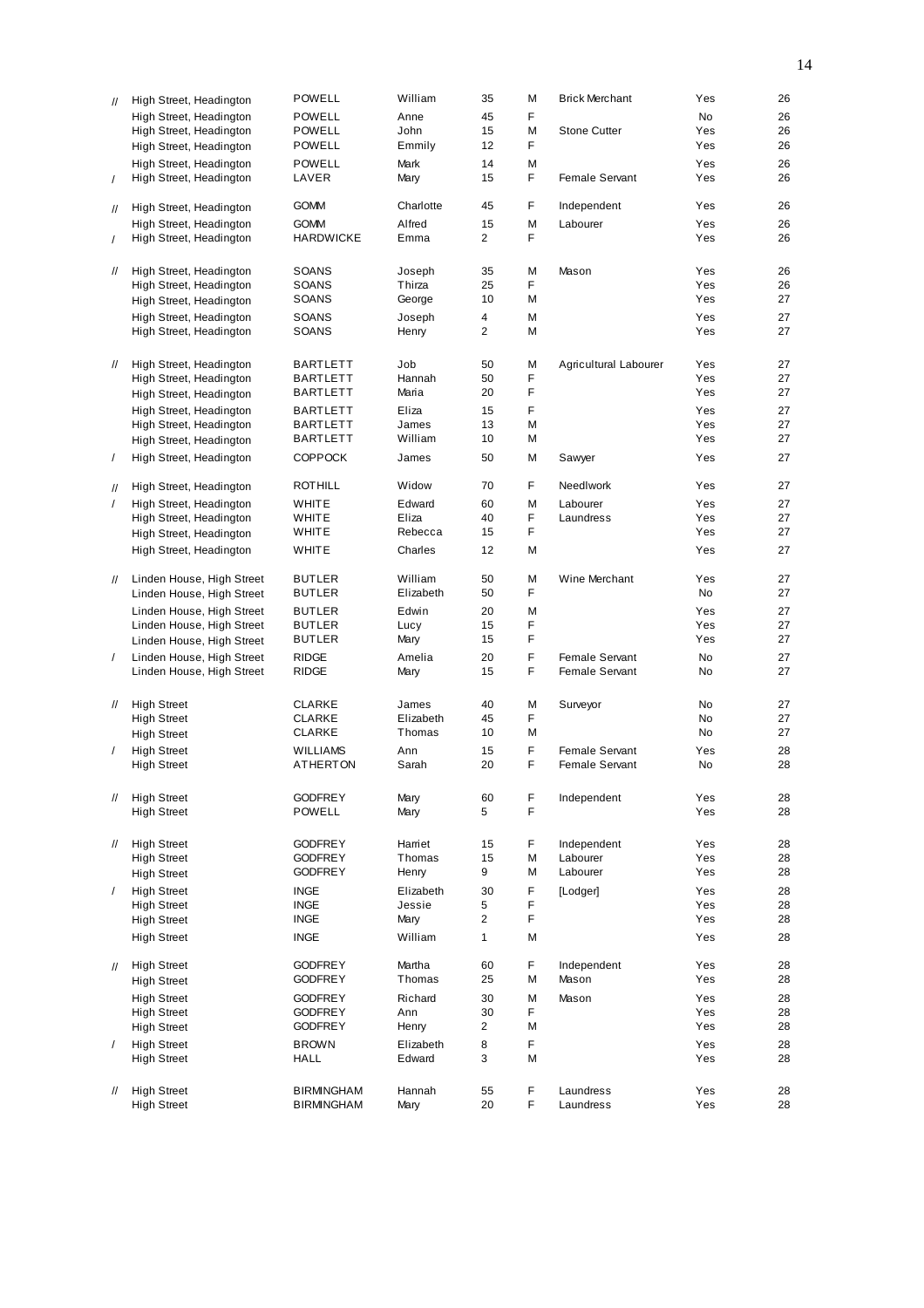| | | | | | | | | |
|---|---|---|---|---|---|---|---|---|
| // | High Street, Headington | POWELL | William | 35 | M | Brick Merchant | Yes | 26 |
| | High Street, Headington | POWELL | Anne | 45 | F | | No | 26 |
| | High Street, Headington | POWELL | John | 15 | M | Stone Cutter | Yes | 26 |
| | High Street, Headington | POWELL | Emmily | 12 | F | | Yes | 26 |
| | High Street, Headington | POWELL | Mark | 14 | M | | Yes | 26 |
| / | High Street, Headington | LAVER | Mary | 15 | F | Female Servant | Yes | 26 |
| // | High Street, Headington | GOMM | Charlotte | 45 | F | Independent | Yes | 26 |
| | High Street, Headington | GOMM | Alfred | 15 | M | Labourer | Yes | 26 |
| / | High Street, Headington | HARDWICKE | Emma | 2 | F | | Yes | 26 |
| // | High Street, Headington | SOANS | Joseph | 35 | M | Mason | Yes | 26 |
| | High Street, Headington | SOANS | Thirza | 25 | F | | Yes | 26 |
| | High Street, Headington | SOANS | George | 10 | M | | Yes | 27 |
| | High Street, Headington | SOANS | Joseph | 4 | M | | Yes | 27 |
| | High Street, Headington | SOANS | Henry | 2 | M | | Yes | 27 |
| // | High Street, Headington | BARTLETT | Job | 50 | M | Agricultural Labourer | Yes | 27 |
| | High Street, Headington | BARTLETT | Hannah | 50 | F | | Yes | 27 |
| | High Street, Headington | BARTLETT | Maria | 20 | F | | Yes | 27 |
| | High Street, Headington | BARTLETT | Eliza | 15 | F | | Yes | 27 |
| | High Street, Headington | BARTLETT | James | 13 | M | | Yes | 27 |
| | High Street, Headington | BARTLETT | William | 10 | M | | Yes | 27 |
| / | High Street, Headington | COPPOCK | James | 50 | M | Sawyer | Yes | 27 |
| // | High Street, Headington | ROTHILL | Widow | 70 | F | Needlwork | Yes | 27 |
| / | High Street, Headington | WHITE | Edward | 60 | M | Labourer | Yes | 27 |
| | High Street, Headington | WHITE | Eliza | 40 | F | Laundress | Yes | 27 |
| | High Street, Headington | WHITE | Rebecca | 15 | F | | Yes | 27 |
| | High Street, Headington | WHITE | Charles | 12 | M | | Yes | 27 |
| // | Linden House, High Street | BUTLER | William | 50 | M | Wine Merchant | Yes | 27 |
| | Linden House, High Street | BUTLER | Elizabeth | 50 | F | | No | 27 |
| | Linden House, High Street | BUTLER | Edwin | 20 | M | | Yes | 27 |
| | Linden House, High Street | BUTLER | Lucy | 15 | F | | Yes | 27 |
| | Linden House, High Street | BUTLER | Mary | 15 | F | | Yes | 27 |
| / | Linden House, High Street | RIDGE | Amelia | 20 | F | Female Servant | No | 27 |
| | Linden House, High Street | RIDGE | Mary | 15 | F | Female Servant | No | 27 |
| // | High Street | CLARKE | James | 40 | M | Surveyor | No | 27 |
| | High Street | CLARKE | Elizabeth | 45 | F | | No | 27 |
| | High Street | CLARKE | Thomas | 10 | M | | No | 27 |
| / | High Street | WILLIAMS | Ann | 15 | F | Female Servant | Yes | 28 |
| | High Street | ATHERTON | Sarah | 20 | F | Female Servant | No | 28 |
| // | High Street | GODFREY | Mary | 60 | F | Independent | Yes | 28 |
| | High Street | POWELL | Mary | 5 | F | | Yes | 28 |
| // | High Street | GODFREY | Harriet | 15 | F | Independent | Yes | 28 |
| | High Street | GODFREY | Thomas | 15 | M | Labourer | Yes | 28 |
| | High Street | GODFREY | Henry | 9 | M | Labourer | Yes | 28 |
| / | High Street | INGE | Elizabeth | 30 | F | [Lodger] | Yes | 28 |
| | High Street | INGE | Jessie | 5 | F | | Yes | 28 |
| | High Street | INGE | Mary | 2 | F | | Yes | 28 |
| | High Street | INGE | William | 1 | M | | Yes | 28 |
| // | High Street | GODFREY | Martha | 60 | F | Independent | Yes | 28 |
| | High Street | GODFREY | Thomas | 25 | M | Mason | Yes | 28 |
| | High Street | GODFREY | Richard | 30 | M | Mason | Yes | 28 |
| | High Street | GODFREY | Ann | 30 | F | | Yes | 28 |
| | High Street | GODFREY | Henry | 2 | M | | Yes | 28 |
| / | High Street | BROWN | Elizabeth | 8 | F | | Yes | 28 |
| | High Street | HALL | Edward | 3 | M | | Yes | 28 |
| // | High Street | BIRMINGHAM | Hannah | 55 | F | Laundress | Yes | 28 |
| | High Street | BIRMINGHAM | Mary | 20 | F | Laundress | Yes | 28 |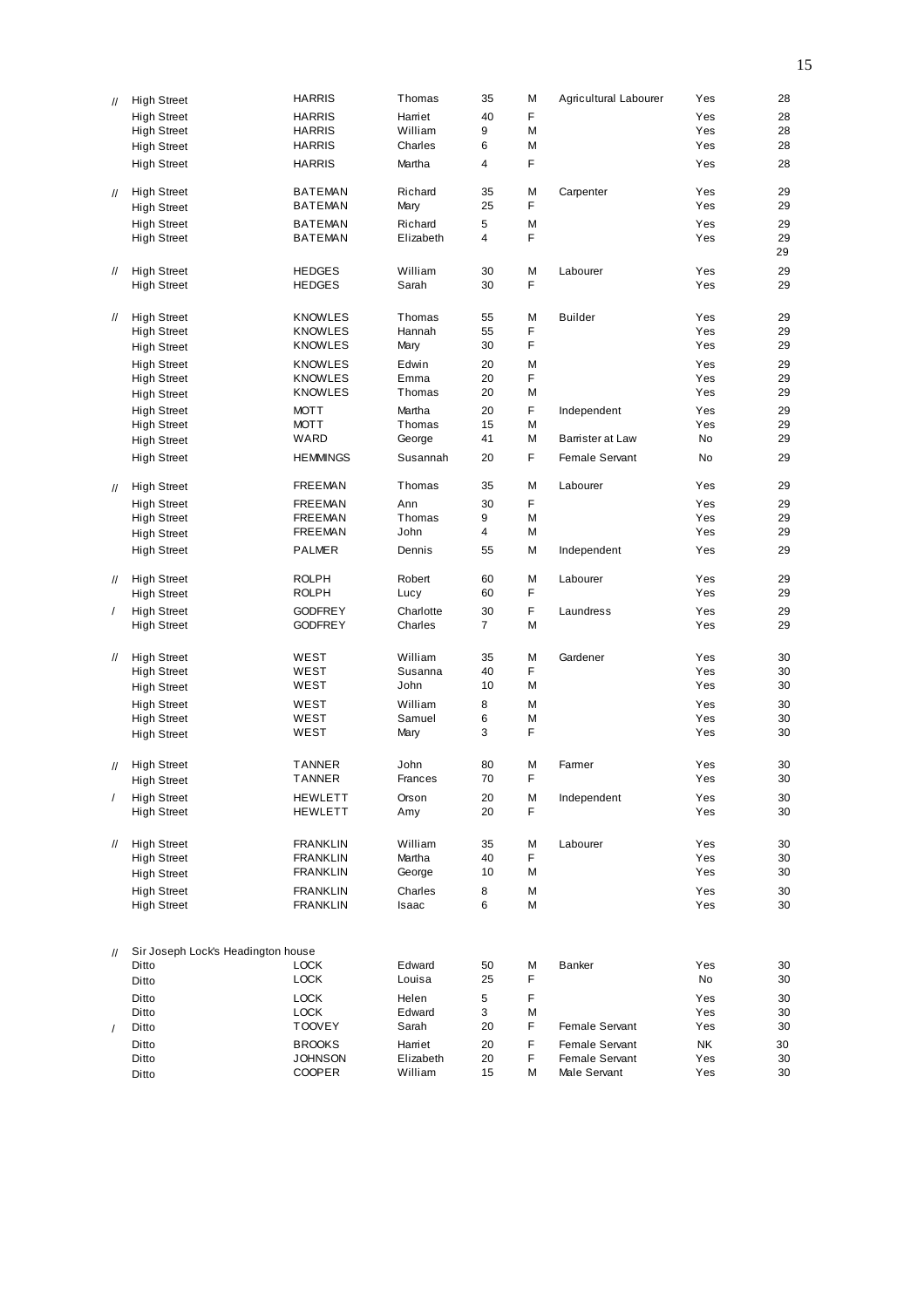| | | | | | | | | |
|---|---|---|---|---|---|---|---|---|
| // | High Street | HARRIS | Thomas | 35 | M | Agricultural Labourer | Yes | 28 |
| | High Street | HARRIS | Harriet | 40 | F | | Yes | 28 |
| | High Street | HARRIS | William | 9 | M | | Yes | 28 |
| | High Street | HARRIS | Charles | 6 | M | | Yes | 28 |
| | High Street | HARRIS | Martha | 4 | F | | Yes | 28 |
| // | High Street | BATEMAN | Richard | 35 | M | Carpenter | Yes | 29 |
| | High Street | BATEMAN | Mary | 25 | F | | Yes | 29 |
| | High Street | BATEMAN | Richard | 5 | M | | Yes | 29 |
| | High Street | BATEMAN | Elizabeth | 4 | F | | Yes | 29 |
| | | | | | | | | 29 |
| // | High Street | HEDGES | William | 30 | M | Labourer | Yes | 29 |
| | High Street | HEDGES | Sarah | 30 | F | | Yes | 29 |
| // | High Street | KNOWLES | Thomas | 55 | M | Builder | Yes | 29 |
| | High Street | KNOWLES | Hannah | 55 | F | | Yes | 29 |
| | High Street | KNOWLES | Mary | 30 | F | | Yes | 29 |
| | High Street | KNOWLES | Edwin | 20 | M | | Yes | 29 |
| | High Street | KNOWLES | Emma | 20 | F | | Yes | 29 |
| | High Street | KNOWLES | Thomas | 20 | M | | Yes | 29 |
| | High Street | MOTT | Martha | 20 | F | Independent | Yes | 29 |
| | High Street | MOTT | Thomas | 15 | M | | Yes | 29 |
| | High Street | WARD | George | 41 | M | Barrister at Law | No | 29 |
| | High Street | HEMMINGS | Susannah | 20 | F | Female Servant | No | 29 |
| // | High Street | FREEMAN | Thomas | 35 | M | Labourer | Yes | 29 |
| | High Street | FREEMAN | Ann | 30 | F | | Yes | 29 |
| | High Street | FREEMAN | Thomas | 9 | M | | Yes | 29 |
| | High Street | FREEMAN | John | 4 | M | | Yes | 29 |
| | High Street | PALMER | Dennis | 55 | M | Independent | Yes | 29 |
| // | High Street | ROLPH | Robert | 60 | M | Labourer | Yes | 29 |
| | High Street | ROLPH | Lucy | 60 | F | | Yes | 29 |
| / | High Street | GODFREY | Charlotte | 30 | F | Laundress | Yes | 29 |
| | High Street | GODFREY | Charles | 7 | M | | Yes | 29 |
| // | High Street | WEST | William | 35 | M | Gardener | Yes | 30 |
| | High Street | WEST | Susanna | 40 | F | | Yes | 30 |
| | High Street | WEST | John | 10 | M | | Yes | 30 |
| | High Street | WEST | William | 8 | M | | Yes | 30 |
| | High Street | WEST | Samuel | 6 | M | | Yes | 30 |
| | High Street | WEST | Mary | 3 | F | | Yes | 30 |
| // | High Street | TANNER | John | 80 | M | Farmer | Yes | 30 |
| | High Street | TANNER | Frances | 70 | F | | Yes | 30 |
| / | High Street | HEWLETT | Orson | 20 | M | Independent | Yes | 30 |
| | High Street | HEWLETT | Amy | 20 | F | | Yes | 30 |
| // | High Street | FRANKLIN | William | 35 | M | Labourer | Yes | 30 |
| | High Street | FRANKLIN | Martha | 40 | F | | Yes | 30 |
| | High Street | FRANKLIN | George | 10 | M | | Yes | 30 |
| | High Street | FRANKLIN | Charles | 8 | M | | Yes | 30 |
| | High Street | FRANKLIN | Isaac | 6 | M | | Yes | 30 |
| // | Sir Joseph Lock's Headington house | | | | | | | |
| | Ditto | LOCK | Edward | 50 | M | Banker | Yes | 30 |
| | Ditto | LOCK | Louisa | 25 | F | | No | 30 |
| | Ditto | LOCK | Helen | 5 | F | | Yes | 30 |
| | Ditto | LOCK | Edward | 3 | M | | Yes | 30 |
| / | Ditto | TOOVEY | Sarah | 20 | F | Female Servant | Yes | 30 |
| | Ditto | BROOKS | Harriet | 20 | F | Female Servant | NK | 30 |
| | Ditto | JOHNSON | Elizabeth | 20 | F | Female Servant | Yes | 30 |
| | Ditto | COOPER | William | 15 | M | Male Servant | Yes | 30 |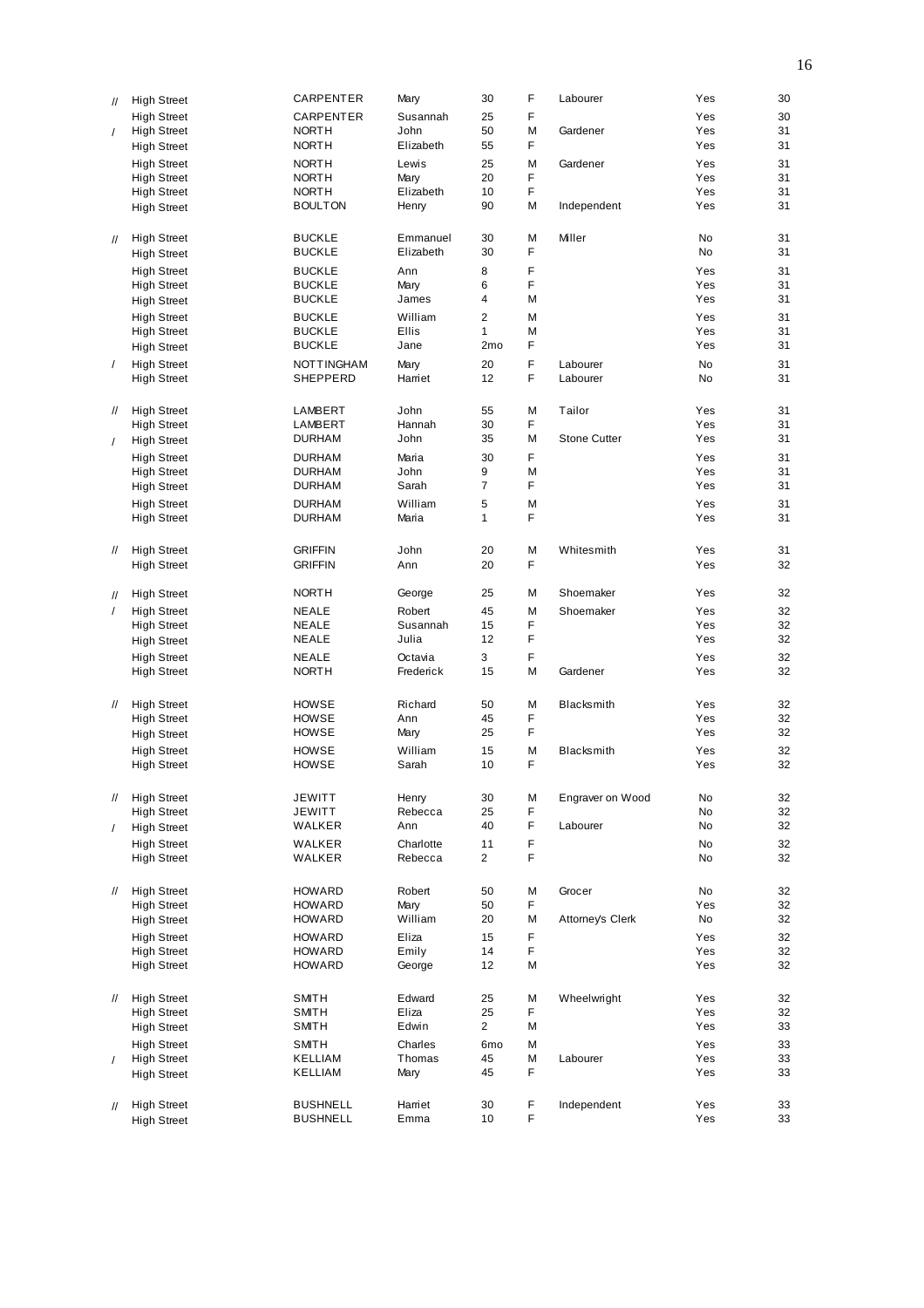| | | | | | | | | |
|---|---|---|---|---|---|---|---|---|
| // | High Street | CARPENTER | Mary | 30 | F | Labourer | Yes | 30 |
| | High Street | CARPENTER | Susannah | 25 | F | | Yes | 30 |
| / | High Street | NORTH | John | 50 | M | Gardener | Yes | 31 |
| | High Street | NORTH | Elizabeth | 55 | F | | Yes | 31 |
| | High Street | NORTH | Lewis | 25 | M | Gardener | Yes | 31 |
| | High Street | NORTH | Mary | 20 | F | | Yes | 31 |
| | High Street | NORTH | Elizabeth | 10 | F | | Yes | 31 |
| | High Street | BOULTON | Henry | 90 | M | Independent | Yes | 31 |
| // | High Street | BUCKLE | Emmanuel | 30 | M | Miller | No | 31 |
| | High Street | BUCKLE | Elizabeth | 30 | F | | No | 31 |
| | High Street | BUCKLE | Ann | 8 | F | | Yes | 31 |
| | High Street | BUCKLE | Mary | 6 | F | | Yes | 31 |
| | High Street | BUCKLE | James | 4 | M | | Yes | 31 |
| | High Street | BUCKLE | William | 2 | M | | Yes | 31 |
| | High Street | BUCKLE | Ellis | 1 | M | | Yes | 31 |
| | High Street | BUCKLE | Jane | 2mo | F | | Yes | 31 |
| / | High Street | NOTTINGHAM | Mary | 20 | F | Labourer | No | 31 |
| | High Street | SHEPPERD | Harriet | 12 | F | Labourer | No | 31 |
| // | High Street | LAMBERT | John | 55 | M | Tailor | Yes | 31 |
| | High Street | LAMBERT | Hannah | 30 | F | | Yes | 31 |
| / | High Street | DURHAM | John | 35 | M | Stone Cutter | Yes | 31 |
| | High Street | DURHAM | Maria | 30 | F | | Yes | 31 |
| | High Street | DURHAM | John | 9 | M | | Yes | 31 |
| | High Street | DURHAM | Sarah | 7 | F | | Yes | 31 |
| | High Street | DURHAM | William | 5 | M | | Yes | 31 |
| | High Street | DURHAM | Maria | 1 | F | | Yes | 31 |
| // | High Street | GRIFFIN | John | 20 | M | Whitesmith | Yes | 31 |
| | High Street | GRIFFIN | Ann | 20 | F | | Yes | 32 |
| // | High Street | NORTH | George | 25 | M | Shoemaker | Yes | 32 |
| / | High Street | NEALE | Robert | 45 | M | Shoemaker | Yes | 32 |
| | High Street | NEALE | Susannah | 15 | F | | Yes | 32 |
| | High Street | NEALE | Julia | 12 | F | | Yes | 32 |
| | High Street | NEALE | Octavia | 3 | F | | Yes | 32 |
| | High Street | NORTH | Frederick | 15 | M | Gardener | Yes | 32 |
| // | High Street | HOWSE | Richard | 50 | M | Blacksmith | Yes | 32 |
| | High Street | HOWSE | Ann | 45 | F | | Yes | 32 |
| | High Street | HOWSE | Mary | 25 | F | | Yes | 32 |
| | High Street | HOWSE | William | 15 | M | Blacksmith | Yes | 32 |
| | High Street | HOWSE | Sarah | 10 | F | | Yes | 32 |
| // | High Street | JEWITT | Henry | 30 | M | Engraver on Wood | No | 32 |
| | High Street | JEWITT | Rebecca | 25 | F | | No | 32 |
| / | High Street | WALKER | Ann | 40 | F | Labourer | No | 32 |
| | High Street | WALKER | Charlotte | 11 | F | | No | 32 |
| | High Street | WALKER | Rebecca | 2 | F | | No | 32 |
| // | High Street | HOWARD | Robert | 50 | M | Grocer | No | 32 |
| | High Street | HOWARD | Mary | 50 | F | | Yes | 32 |
| | High Street | HOWARD | William | 20 | M | Attorney's Clerk | No | 32 |
| | High Street | HOWARD | Eliza | 15 | F | | Yes | 32 |
| | High Street | HOWARD | Emily | 14 | F | | Yes | 32 |
| | High Street | HOWARD | George | 12 | M | | Yes | 32 |
| // | High Street | SMITH | Edward | 25 | M | Wheelwright | Yes | 32 |
| | High Street | SMITH | Eliza | 25 | F | | Yes | 32 |
| | High Street | SMITH | Edwin | 2 | M | | Yes | 33 |
| | High Street | SMITH | Charles | 6mo | M | | Yes | 33 |
| / | High Street | KELLIAM | Thomas | 45 | M | Labourer | Yes | 33 |
| | High Street | KELLIAM | Mary | 45 | F | | Yes | 33 |
| // | High Street | BUSHNELL | Harriet | 30 | F | Independent | Yes | 33 |
| | High Street | BUSHNELL | Emma | 10 | F | | Yes | 33 |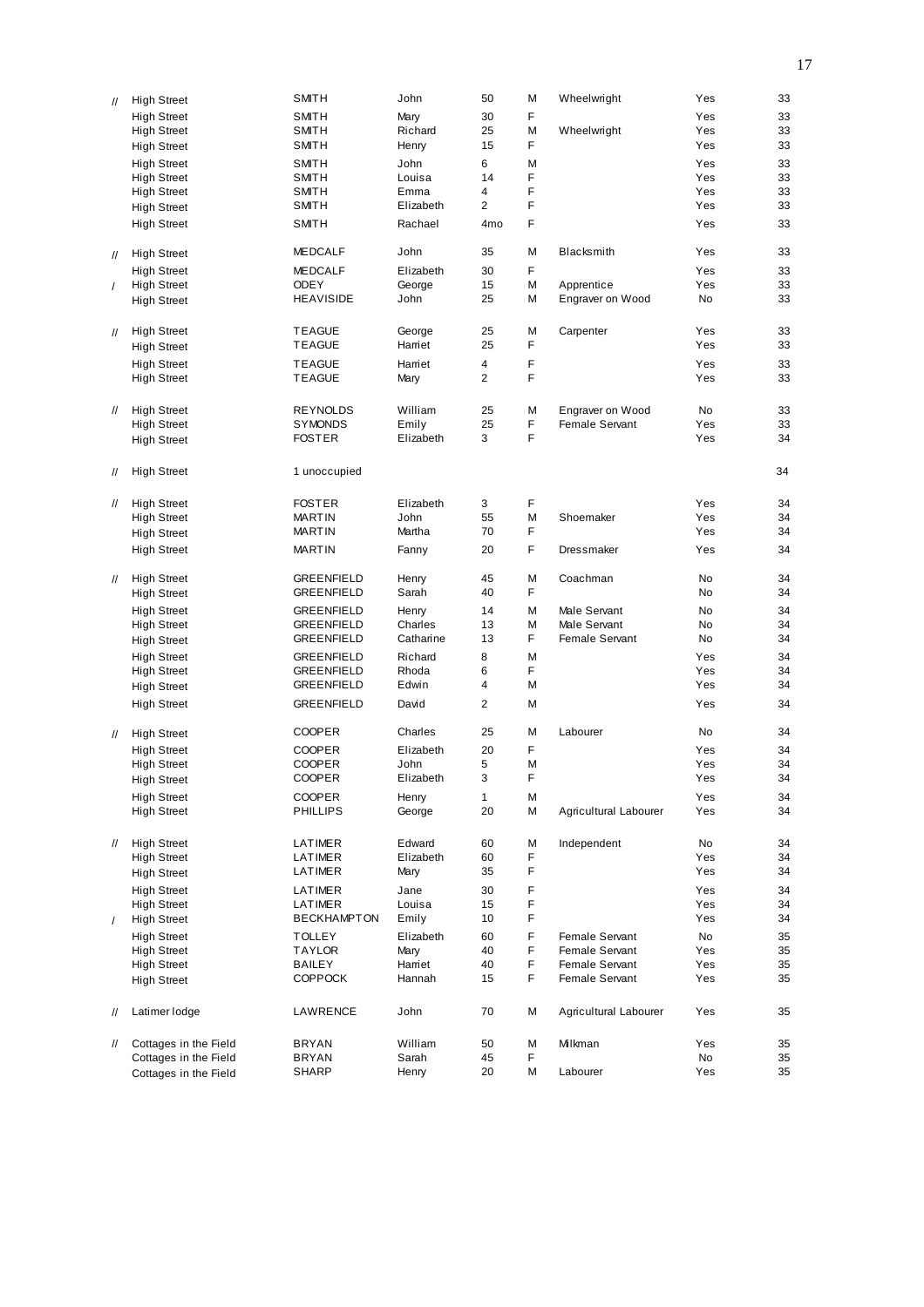| | | | | | | | | |
|---|---|---|---|---|---|---|---|---|
| // | High Street | SMITH | John | 50 | M | Wheelwright | Yes | 33 |
| | High Street | SMITH | Mary | 30 | F | | Yes | 33 |
| | High Street | SMITH | Richard | 25 | M | Wheelwright | Yes | 33 |
| | High Street | SMITH | Henry | 15 | F | | Yes | 33 |
| | High Street | SMITH | John | 6 | M | | Yes | 33 |
| | High Street | SMITH | Louisa | 14 | F | | Yes | 33 |
| | High Street | SMITH | Emma | 4 | F | | Yes | 33 |
| | High Street | SMITH | Elizabeth | 2 | F | | Yes | 33 |
| | High Street | SMITH | Rachael | 4mo | F | | Yes | 33 |
| // | High Street | MEDCALF | John | 35 | M | Blacksmith | Yes | 33 |
| | High Street | MEDCALF | Elizabeth | 30 | F | | Yes | 33 |
| / | High Street | ODEY | George | 15 | M | Apprentice | Yes | 33 |
| | High Street | HEAVISIDE | John | 25 | M | Engraver on Wood | No | 33 |
| // | High Street | TEAGUE | George | 25 | M | Carpenter | Yes | 33 |
| | High Street | TEAGUE | Harriet | 25 | F | | Yes | 33 |
| | High Street | TEAGUE | Harriet | 4 | F | | Yes | 33 |
| | High Street | TEAGUE | Mary | 2 | F | | Yes | 33 |
| // | High Street | REYNOLDS | William | 25 | M | Engraver on Wood | No | 33 |
| | High Street | SYMONDS | Emily | 25 | F | Female Servant | Yes | 33 |
| | High Street | FOSTER | Elizabeth | 3 | F | | Yes | 34 |
| // | High Street | 1 unoccupied | | | | | | 34 |
| // | High Street | FOSTER | Elizabeth | 3 | F | | Yes | 34 |
| | High Street | MARTIN | John | 55 | M | Shoemaker | Yes | 34 |
| | High Street | MARTIN | Martha | 70 | F | | Yes | 34 |
| | High Street | MARTIN | Fanny | 20 | F | Dressmaker | Yes | 34 |
| // | High Street | GREENFIELD | Henry | 45 | M | Coachman | No | 34 |
| | High Street | GREENFIELD | Sarah | 40 | F | | No | 34 |
| | High Street | GREENFIELD | Henry | 14 | M | Male Servant | No | 34 |
| | High Street | GREENFIELD | Charles | 13 | M | Male Servant | No | 34 |
| | High Street | GREENFIELD | Catharine | 13 | F | Female Servant | No | 34 |
| | High Street | GREENFIELD | Richard | 8 | M | | Yes | 34 |
| | High Street | GREENFIELD | Rhoda | 6 | F | | Yes | 34 |
| | High Street | GREENFIELD | Edwin | 4 | M | | Yes | 34 |
| | High Street | GREENFIELD | David | 2 | M | | Yes | 34 |
| // | High Street | COOPER | Charles | 25 | M | Labourer | No | 34 |
| | High Street | COOPER | Elizabeth | 20 | F | | Yes | 34 |
| | High Street | COOPER | John | 5 | M | | Yes | 34 |
| | High Street | COOPER | Elizabeth | 3 | F | | Yes | 34 |
| | High Street | COOPER | Henry | 1 | M | | Yes | 34 |
| | High Street | PHILLIPS | George | 20 | M | Agricultural Labourer | Yes | 34 |
| // | High Street | LATIMER | Edward | 60 | M | Independent | No | 34 |
| | High Street | LATIMER | Elizabeth | 60 | F | | Yes | 34 |
| | High Street | LATIMER | Mary | 35 | F | | Yes | 34 |
| | High Street | LATIMER | Jane | 30 | F | | Yes | 34 |
| | High Street | LATIMER | Louisa | 15 | F | | Yes | 34 |
| / | High Street | BECKHAMPTON | Emily | 10 | F | | Yes | 34 |
| | High Street | TOLLEY | Elizabeth | 60 | F | Female Servant | No | 35 |
| | High Street | TAYLOR | Mary | 40 | F | Female Servant | Yes | 35 |
| | High Street | BAILEY | Harriet | 40 | F | Female Servant | Yes | 35 |
| | High Street | COPPOCK | Hannah | 15 | F | Female Servant | Yes | 35 |
| // | Latimer lodge | LAWRENCE | John | 70 | M | Agricultural Labourer | Yes | 35 |
| // | Cottages in the Field | BRYAN | William | 50 | M | Milkman | Yes | 35 |
| | Cottages in the Field | BRYAN | Sarah | 45 | F | | No | 35 |
| | Cottages in the Field | SHARP | Henry | 20 | M | Labourer | Yes | 35 |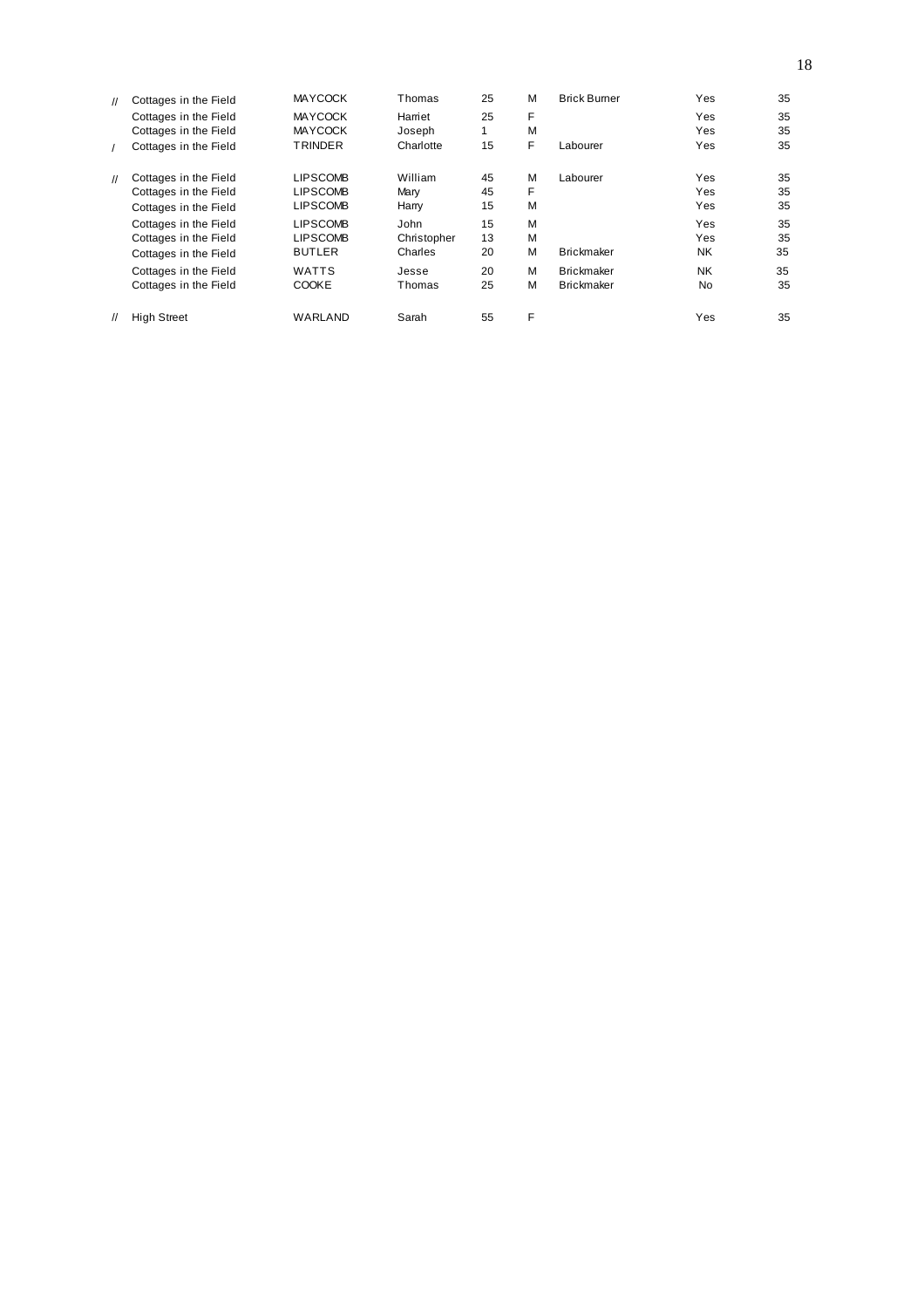| | | | | | | | | |
|---|---|---|---|---|---|---|---|---|
| // | Cottages in the Field | MAYCOCK | Thomas | 25 | M | Brick Burner | Yes | 35 |
| | Cottages in the Field | MAYCOCK | Harriet | 25 | F | | Yes | 35 |
| | Cottages in the Field | MAYCOCK | Joseph | 1 | M | | Yes | 35 |
| / | Cottages in the Field | TRINDER | Charlotte | 15 | F | Labourer | Yes | 35 |
| // | Cottages in the Field | LIPSCOMB | William | 45 | M | Labourer | Yes | 35 |
| | Cottages in the Field | LIPSCOMB | Mary | 45 | F | | Yes | 35 |
| | Cottages in the Field | LIPSCOMB | Harry | 15 | M | | Yes | 35 |
| | Cottages in the Field | LIPSCOMB | John | 15 | M | | Yes | 35 |
| | Cottages in the Field | LIPSCOMB | Christopher | 13 | M | | Yes | 35 |
| | Cottages in the Field | BUTLER | Charles | 20 | M | Brickmaker | NK | 35 |
| | Cottages in the Field | WATTS | Jesse | 20 | M | Brickmaker | NK | 35 |
| | Cottages in the Field | COOKE | Thomas | 25 | M | Brickmaker | No | 35 |
| // | High Street | WARLAND | Sarah | 55 | F | | Yes | 35 |